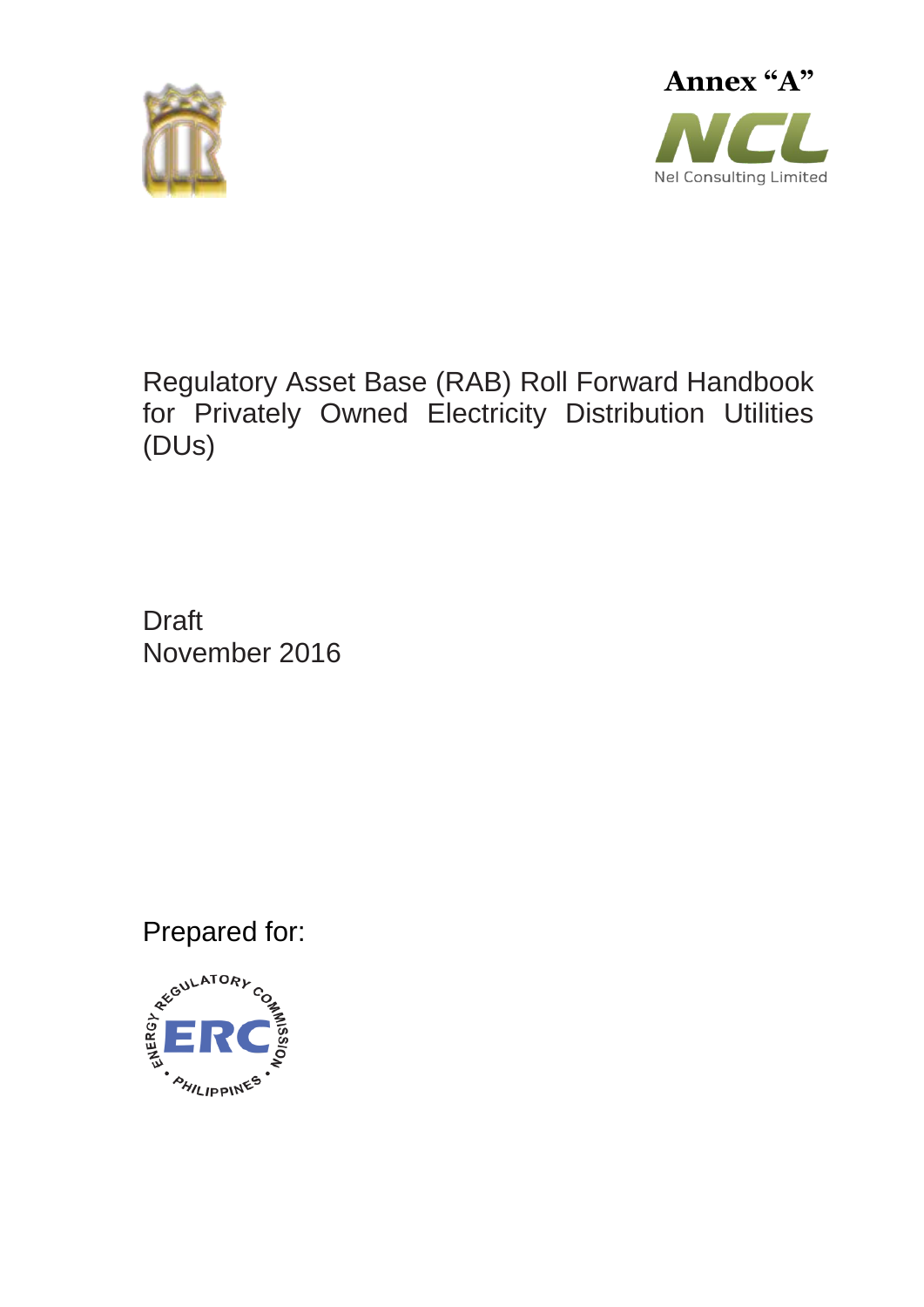**Annex "A"**

NCL

Nel Consulting Limited

# Regulatory Asset Base (RAB) Roll Forward Handbook for Privately Owned Electricity Distribution Utilities (DUs)

Draft
November 2016

Prepared for:

ENERGY REGULATORY COMMISSION • PHILIPPINES •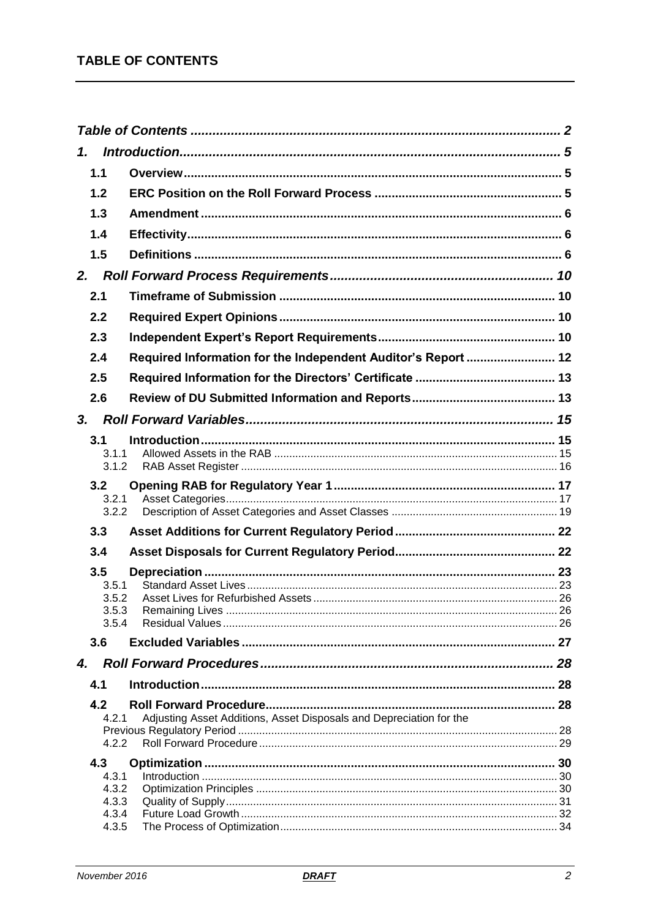# TABLE OF CONTENTS

*Table of Contents* ..................................................................................................... 2

*1. Introduction* ........................................................................................................ 5

**1.1 Overview** ........................................................................................................ 5

**1.2 ERC Position on the Roll Forward Process** ...................................................... 5

**1.3 Amendment** .................................................................................................... 6

**1.4 Effectivity** ........................................................................................................ 6

**1.5 Definitions** ...................................................................................................... 6

*2. Roll Forward Process Requirements* ............................................................ 10

**2.1 Timeframe of Submission** ................................................................................ 10

**2.2 Required Expert Opinions** ................................................................................ 10

**2.3 Independent Expert's Report Requirements** ................................................... 10

**2.4 Required Information for the Independent Auditor's Report** .......................... 12

**2.5 Required Information for the Directors' Certificate** ........................................ 13

**2.6 Review of DU Submitted Information and Reports** ......................................... 13

*3. Roll Forward Variables* .................................................................................... 15

**3.1 Introduction** ...................................................................................................... 15

3.1.1 Allowed Assets in the RAB ............................................................................ 15

3.1.2 RAB Asset Register ....................................................................................... 16

**3.2 Opening RAB for Regulatory Year 1** ................................................................ 17

3.2.1 Asset Categories ............................................................................................ 17

3.2.2 Description of Asset Categories and Asset Classes ...................................... 19

**3.3 Asset Additions for Current Regulatory Period** ............................................... 22

**3.4 Asset Disposals for Current Regulatory Period** ............................................... 22

**3.5 Depreciation** ..................................................................................................... 23

3.5.1 Standard Asset Lives ..................................................................................... 23

3.5.2 Asset Lives for Refurbished Assets ................................................................ 26

3.5.3 Remaining Lives ............................................................................................ 26

3.5.4 Residual Values ............................................................................................. 26

**3.6 Excluded Variables** .......................................................................................... 27

*4. Roll Forward Procedures* ................................................................................. 28

**4.1 Introduction** ...................................................................................................... 28

**4.2 Roll Forward Procedure** ................................................................................... 28

4.2.1 Adjusting Asset Additions, Asset Disposals and Depreciation for the Previous Regulatory Period ........................................................................................................ 28

4.2.2 Roll Forward Procedure ................................................................................. 29

**4.3 Optimization** ..................................................................................................... 30

4.3.1 Introduction .................................................................................................... 30

4.3.2 Optimization Principles .................................................................................. 30

4.3.3 Quality of Supply ............................................................................................ 31

4.3.4 Future Load Growth ....................................................................................... 32

4.3.5 The Process of Optimization .......................................................................... 34

November 2016 **DRAFT**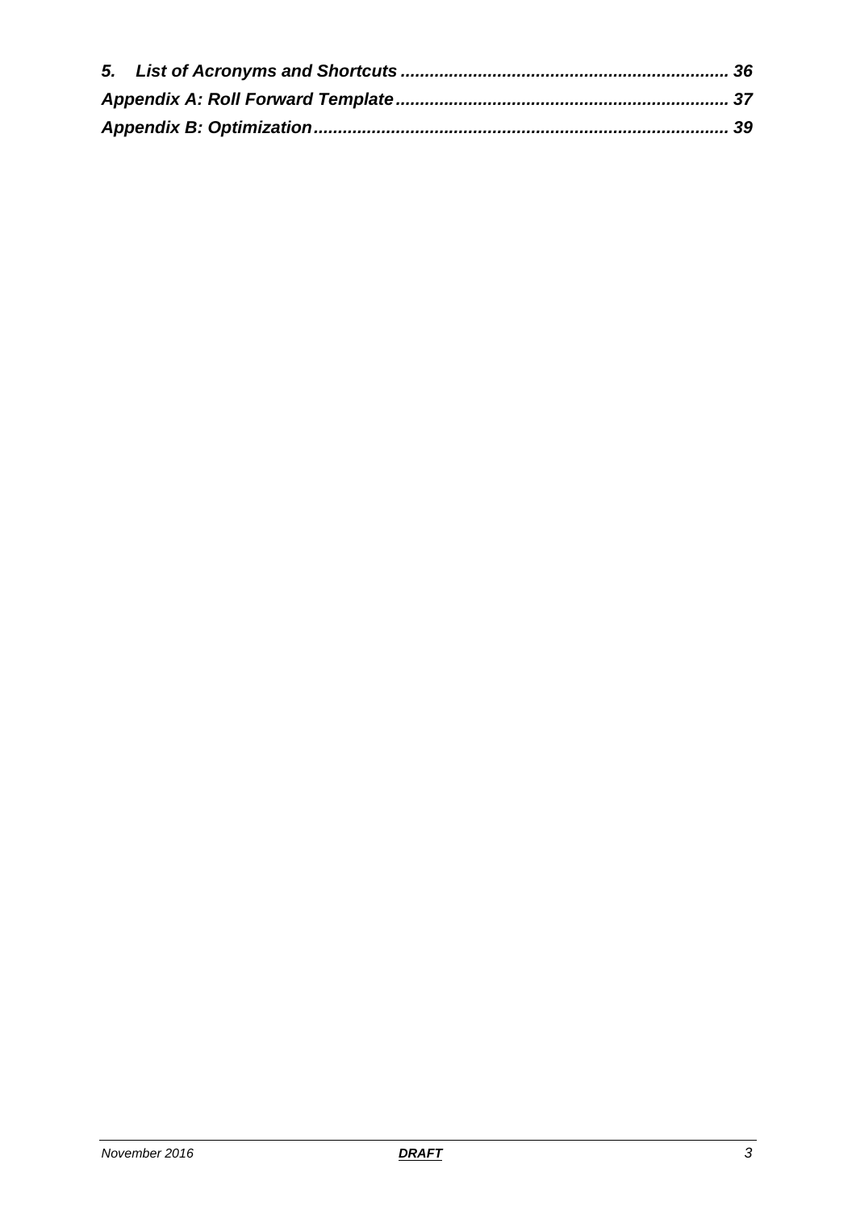**5. List of Acronyms and Shortcuts .................................................................. 36**

**Appendix A: Roll Forward Template .................................................................. 37**

**Appendix B: Optimization .................................................................................. 39**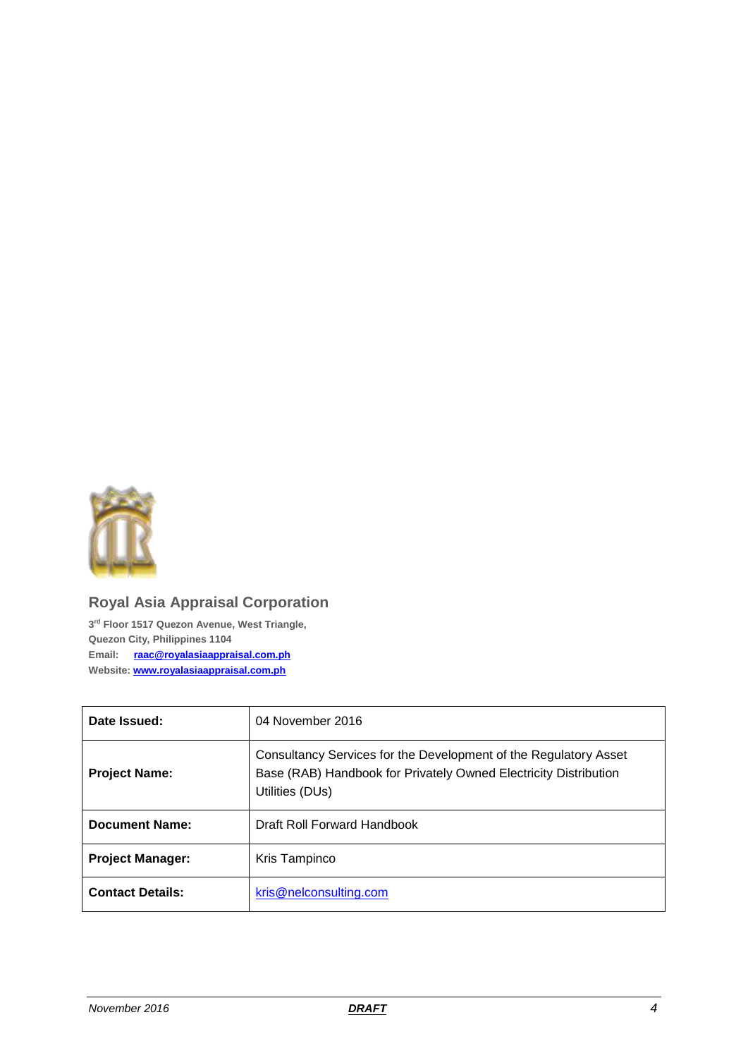**Royal Asia Appraisal Corporation**

**3rd Floor 1517 Quezon Avenue, West Triangle,**
**Quezon City, Philippines 1104**
**Email: raac@royalasiaappraisal.com.ph**
**Website: www.royalasiaappraisal.com.ph**

| | |
|---|---|
| **Date Issued:** | 04 November 2016 |
| **Project Name:** | Consultancy Services for the Development of the Regulatory Asset Base (RAB) Handbook for Privately Owned Electricity Distribution Utilities (DUs) |
| **Document Name:** | Draft Roll Forward Handbook |
| **Project Manager:** | Kris Tampinco |
| **Contact Details:** | kris@nelconsulting.com |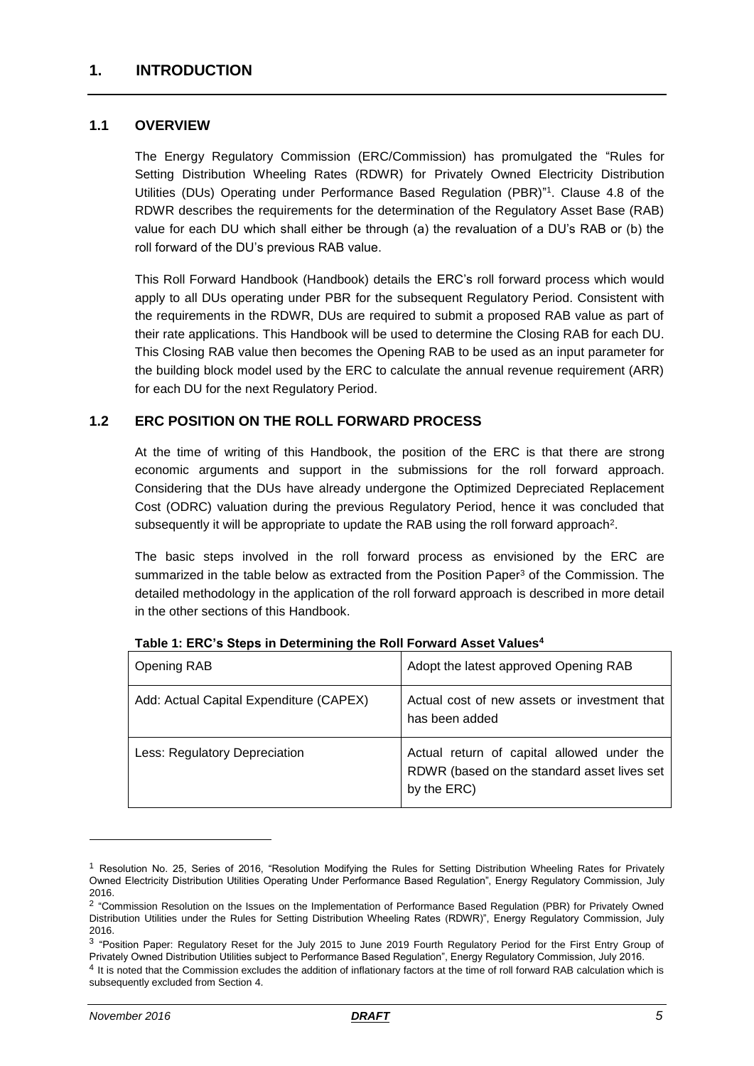# 1. INTRODUCTION

## 1.1 OVERVIEW

The Energy Regulatory Commission (ERC/Commission) has promulgated the "Rules for Setting Distribution Wheeling Rates (RDWR) for Privately Owned Electricity Distribution Utilities (DUs) Operating under Performance Based Regulation (PBR)"[1]. Clause 4.8 of the RDWR describes the requirements for the determination of the Regulatory Asset Base (RAB) value for each DU which shall either be through (a) the revaluation of a DU's RAB or (b) the roll forward of the DU's previous RAB value.

This Roll Forward Handbook (Handbook) details the ERC's roll forward process which would apply to all DUs operating under PBR for the subsequent Regulatory Period. Consistent with the requirements in the RDWR, DUs are required to submit a proposed RAB value as part of their rate applications. This Handbook will be used to determine the Closing RAB for each DU. This Closing RAB value then becomes the Opening RAB to be used as an input parameter for the building block model used by the ERC to calculate the annual revenue requirement (ARR) for each DU for the next Regulatory Period.

## 1.2 ERC POSITION ON THE ROLL FORWARD PROCESS

At the time of writing of this Handbook, the position of the ERC is that there are strong economic arguments and support in the submissions for the roll forward approach. Considering that the DUs have already undergone the Optimized Depreciated Replacement Cost (ODRC) valuation during the previous Regulatory Period, hence it was concluded that subsequently it will be appropriate to update the RAB using the roll forward approach[2].

The basic steps involved in the roll forward process as envisioned by the ERC are summarized in the table below as extracted from the Position Paper[3] of the Commission. The detailed methodology in the application of the roll forward approach is described in more detail in the other sections of this Handbook.

**Table 1: ERC's Steps in Determining the Roll Forward Asset Values[4]**

| Opening RAB | Adopt the latest approved Opening RAB |
|---|---|
| Add: Actual Capital Expenditure (CAPEX) | Actual cost of new assets or investment that has been added |
| Less: Regulatory Depreciation | Actual return of capital allowed under the RDWR (based on the standard asset lives set by the ERC) |

---

[1] Resolution No. 25, Series of 2016, "Resolution Modifying the Rules for Setting Distribution Wheeling Rates for Privately Owned Electricity Distribution Utilities Operating Under Performance Based Regulation", Energy Regulatory Commission, July 2016.

[2] "Commission Resolution on the Issues on the Implementation of Performance Based Regulation (PBR) for Privately Owned Distribution Utilities under the Rules for Setting Distribution Wheeling Rates (RDWR)", Energy Regulatory Commission, July 2016.

[3] "Position Paper: Regulatory Reset for the July 2015 to June 2019 Fourth Regulatory Period for the First Entry Group of Privately Owned Distribution Utilities subject to Performance Based Regulation", Energy Regulatory Commission, July 2016.

[4] It is noted that the Commission excludes the addition of inflationary factors at the time of roll forward RAB calculation which is subsequently excluded from Section 4.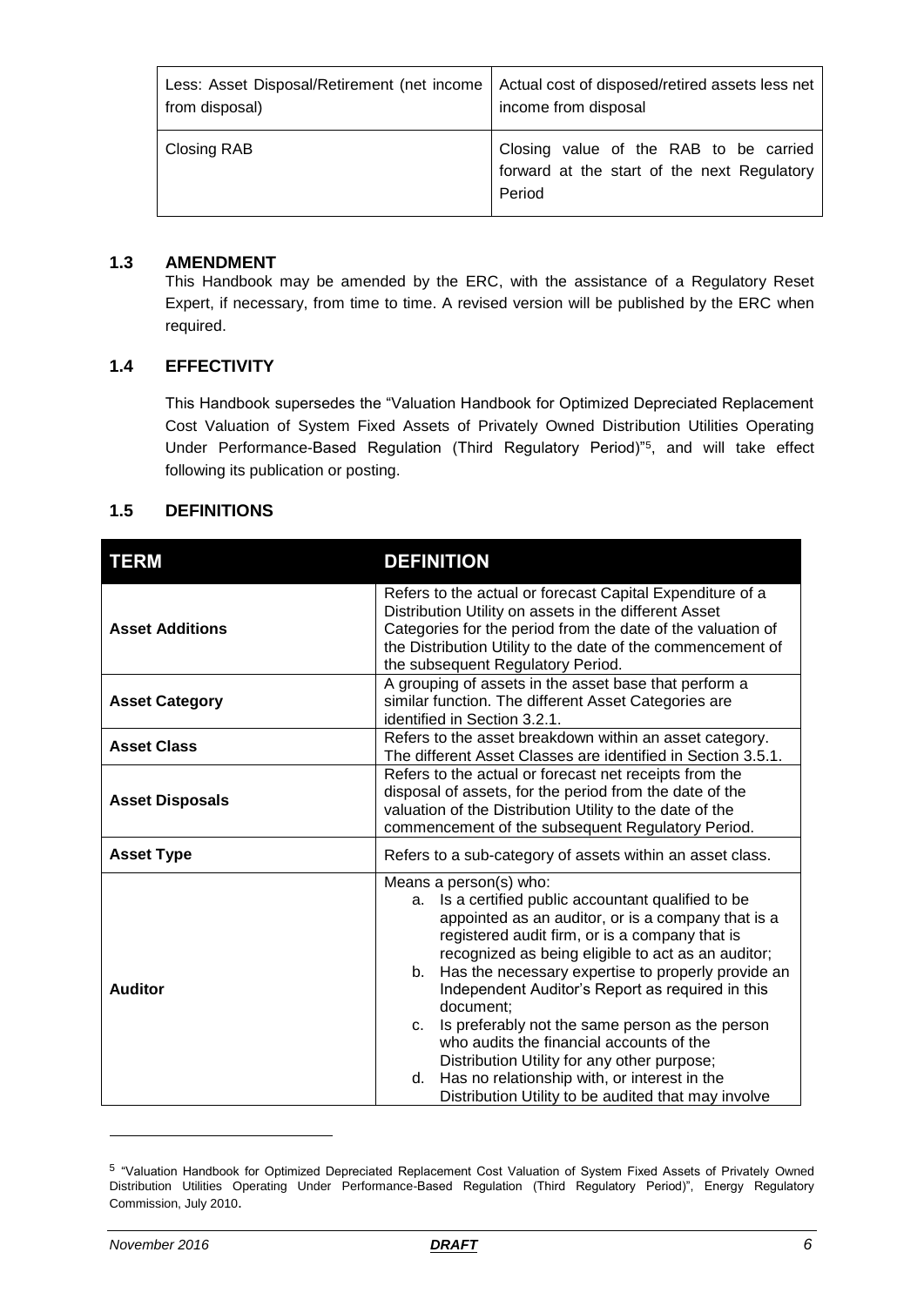| | |
|---|---|
| Less: Asset Disposal/Retirement (net income from disposal) | Actual cost of disposed/retired assets less net income from disposal |
| Closing RAB | Closing value of the RAB to be carried forward at the start of the next Regulatory Period |

## 1.3 AMENDMENT

This Handbook may be amended by the ERC, with the assistance of a Regulatory Reset Expert, if necessary, from time to time. A revised version will be published by the ERC when required.

## 1.4 EFFECTIVITY

This Handbook supersedes the "Valuation Handbook for Optimized Depreciated Replacement Cost Valuation of System Fixed Assets of Privately Owned Distribution Utilities Operating Under Performance-Based Regulation (Third Regulatory Period)"[5], and will take effect following its publication or posting.

## 1.5 DEFINITIONS

| TERM | DEFINITION |
|---|---|
| **Asset Additions** | Refers to the actual or forecast Capital Expenditure of a Distribution Utility on assets in the different Asset Categories for the period from the date of the valuation of the Distribution Utility to the date of the commencement of the subsequent Regulatory Period. |
| **Asset Category** | A grouping of assets in the asset base that perform a similar function. The different Asset Categories are identified in Section 3.2.1. |
| **Asset Class** | Refers to the asset breakdown within an asset category. The different Asset Classes are identified in Section 3.5.1. |
| **Asset Disposals** | Refers to the actual or forecast net receipts from the disposal of assets, for the period from the date of the valuation of the Distribution Utility to the date of the commencement of the subsequent Regulatory Period. |
| **Asset Type** | Refers to a sub-category of assets within an asset class. |
| **Auditor** | Means a person(s) who: <br> a. Is a certified public accountant qualified to be appointed as an auditor, or is a company that is a registered audit firm, or is a company that is recognized as being eligible to act as an auditor; <br> b. Has the necessary expertise to properly provide an Independent Auditor's Report as required in this document; <br> c. Is preferably not the same person as the person who audits the financial accounts of the Distribution Utility for any other purpose; <br> d. Has no relationship with, or interest in the Distribution Utility to be audited that may involve |

[5] "Valuation Handbook for Optimized Depreciated Replacement Cost Valuation of System Fixed Assets of Privately Owned Distribution Utilities Operating Under Performance-Based Regulation (Third Regulatory Period)", Energy Regulatory Commission, July 2010.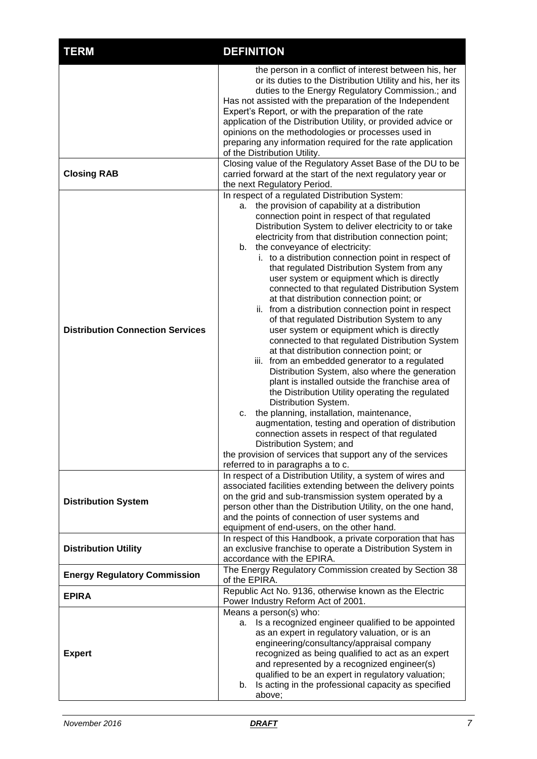| TERM | DEFINITION |
|---|---|
| | the person in a conflict of interest between his, her or its duties to the Distribution Utility and his, her its duties to the Energy Regulatory Commission.; and<br>Has not assisted with the preparation of the Independent Expert's Report, or with the preparation of the rate application of the Distribution Utility, or provided advice or opinions on the methodologies or processes used in preparing any information required for the rate application of the Distribution Utility. |
| **Closing RAB** | Closing value of the Regulatory Asset Base of the DU to be carried forward at the start of the next regulatory year or the next Regulatory Period. |
| **Distribution Connection Services** | In respect of a regulated Distribution System:<br>a. the provision of capability at a distribution connection point in respect of that regulated Distribution System to deliver electricity to or take electricity from that distribution connection point;<br>b. the conveyance of electricity:<br>i. to a distribution connection point in respect of that regulated Distribution System from any user system or equipment which is directly connected to that regulated Distribution System at that distribution connection point; or<br>ii. from a distribution connection point in respect of that regulated Distribution System to any user system or equipment which is directly connected to that regulated Distribution System at that distribution connection point; or<br>iii. from an embedded generator to a regulated Distribution System, also where the generation plant is installed outside the franchise area of the Distribution Utility operating the regulated Distribution System.<br>c. the planning, installation, maintenance, augmentation, testing and operation of distribution connection assets in respect of that regulated Distribution System; and<br>the provision of services that support any of the services referred to in paragraphs a to c. |
| **Distribution System** | In respect of a Distribution Utility, a system of wires and associated facilities extending between the delivery points on the grid and sub-transmission system operated by a person other than the Distribution Utility, on the one hand, and the points of connection of user systems and equipment of end-users, on the other hand. |
| **Distribution Utility** | In respect of this Handbook, a private corporation that has an exclusive franchise to operate a Distribution System in accordance with the EPIRA. |
| **Energy Regulatory Commission** | The Energy Regulatory Commission created by Section 38 of the EPIRA. |
| **EPIRA** | Republic Act No. 9136, otherwise known as the Electric Power Industry Reform Act of 2001. |
| **Expert** | Means a person(s) who:<br>a. Is a recognized engineer qualified to be appointed as an expert in regulatory valuation, or is an engineering/consultancy/appraisal company recognized as being qualified to act as an expert and represented by a recognized engineer(s) qualified to be an expert in regulatory valuation;<br>b. Is acting in the professional capacity as specified above; |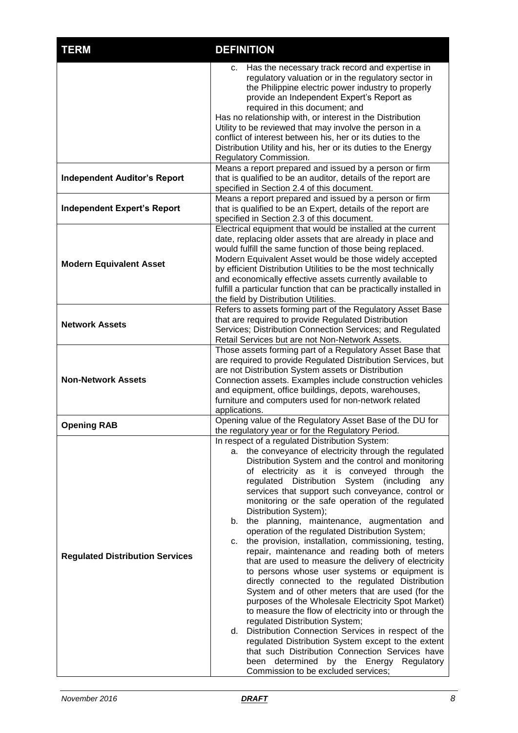| TERM | DEFINITION |
|---|---|
| | c. Has the necessary track record and expertise in regulatory valuation or in the regulatory sector in the Philippine electric power industry to properly provide an Independent Expert's Report as required in this document; and<br>Has no relationship with, or interest in the Distribution Utility to be reviewed that may involve the person in a conflict of interest between his, her or its duties to the Distribution Utility and his, her or its duties to the Energy Regulatory Commission. |
| **Independent Auditor's Report** | Means a report prepared and issued by a person or firm that is qualified to be an auditor, details of the report are specified in Section 2.4 of this document. |
| **Independent Expert's Report** | Means a report prepared and issued by a person or firm that is qualified to be an Expert, details of the report are specified in Section 2.3 of this document. |
| **Modern Equivalent Asset** | Electrical equipment that would be installed at the current date, replacing older assets that are already in place and would fulfill the same function of those being replaced. Modern Equivalent Asset would be those widely accepted by efficient Distribution Utilities to be the most technically and economically effective assets currently available to fulfill a particular function that can be practically installed in the field by Distribution Utilities. |
| **Network Assets** | Refers to assets forming part of the Regulatory Asset Base that are required to provide Regulated Distribution Services; Distribution Connection Services; and Regulated Retail Services but are not Non-Network Assets. |
| **Non-Network Assets** | Those assets forming part of a Regulatory Asset Base that are required to provide Regulated Distribution Services, but are not Distribution System assets or Distribution Connection assets. Examples include construction vehicles and equipment, office buildings, depots, warehouses, furniture and computers used for non-network related applications. |
| **Opening RAB** | Opening value of the Regulatory Asset Base of the DU for the regulatory year or for the Regulatory Period. |
| **Regulated Distribution Services** | In respect of a regulated Distribution System:<br>a. the conveyance of electricity through the regulated Distribution System and the control and monitoring of electricity as it is conveyed through the regulated Distribution System (including any services that support such conveyance, control or monitoring or the safe operation of the regulated Distribution System);<br>b. the planning, maintenance, augmentation and operation of the regulated Distribution System;<br>c. the provision, installation, commissioning, testing, repair, maintenance and reading both of meters that are used to measure the delivery of electricity to persons whose user systems or equipment is directly connected to the regulated Distribution System and of other meters that are used (for the purposes of the Wholesale Electricity Spot Market) to measure the flow of electricity into or through the regulated Distribution System;<br>d. Distribution Connection Services in respect of the regulated Distribution System except to the extent that such Distribution Connection Services have been determined by the Energy Regulatory Commission to be excluded services; |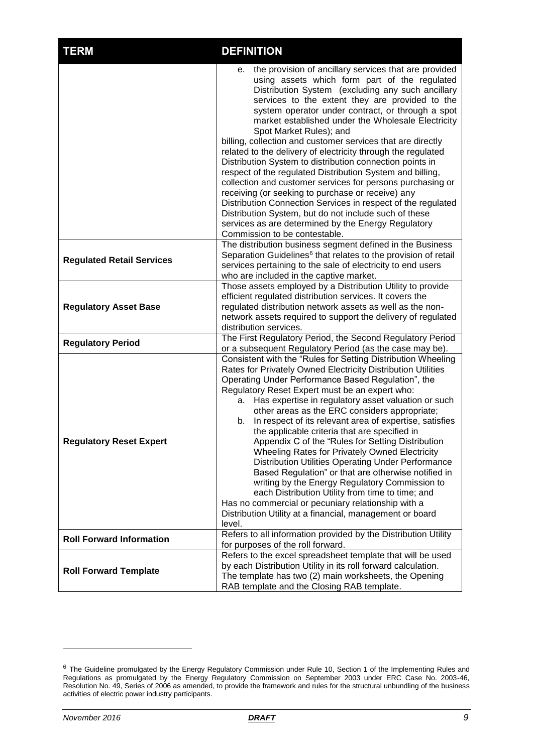| TERM | DEFINITION |
| --- | --- |
| | e. the provision of ancillary services that are provided using assets which form part of the regulated Distribution System (excluding any such ancillary services to the extent they are provided to the system operator under contract, or through a spot market established under the Wholesale Electricity Spot Market Rules); and<br><br>billing, collection and customer services that are directly related to the delivery of electricity through the regulated Distribution System to distribution connection points in respect of the regulated Distribution System and billing, collection and customer services for persons purchasing or receiving (or seeking to purchase or receive) any Distribution Connection Services in respect of the regulated Distribution System, but do not include such of these services as are determined by the Energy Regulatory Commission to be contestable. |
| **Regulated Retail Services** | The distribution business segment defined in the Business Separation Guidelines[6] that relates to the provision of retail services pertaining to the sale of electricity to end users who are included in the captive market. |
| **Regulatory Asset Base** | Those assets employed by a Distribution Utility to provide efficient regulated distribution services. It covers the regulated distribution network assets as well as the non-network assets required to support the delivery of regulated distribution services. |
| **Regulatory Period** | The First Regulatory Period, the Second Regulatory Period or a subsequent Regulatory Period (as the case may be). |
| **Regulatory Reset Expert** | Consistent with the "Rules for Setting Distribution Wheeling Rates for Privately Owned Electricity Distribution Utilities Operating Under Performance Based Regulation", the Regulatory Reset Expert must be an expert who:<br>a. Has expertise in regulatory asset valuation or such other areas as the ERC considers appropriate;<br>b. In respect of its relevant area of expertise, satisfies the applicable criteria that are specified in Appendix C of the "Rules for Setting Distribution Wheeling Rates for Privately Owned Electricity Distribution Utilities Operating Under Performance Based Regulation" or that are otherwise notified in writing by the Energy Regulatory Commission to each Distribution Utility from time to time; and<br><br>Has no commercial or pecuniary relationship with a Distribution Utility at a financial, management or board level. |
| **Roll Forward Information** | Refers to all information provided by the Distribution Utility for purposes of the roll forward. |
| **Roll Forward Template** | Refers to the excel spreadsheet template that will be used by each Distribution Utility in its roll forward calculation. The template has two (2) main worksheets, the Opening RAB template and the Closing RAB template. |

[6] The Guideline promulgated by the Energy Regulatory Commission under Rule 10, Section 1 of the Implementing Rules and Regulations as promulgated by the Energy Regulatory Commission on September 2003 under ERC Case No. 2003-46, Resolution No. 49, Series of 2006 as amended, to provide the framework and rules for the structural unbundling of the business activities of electric power industry participants.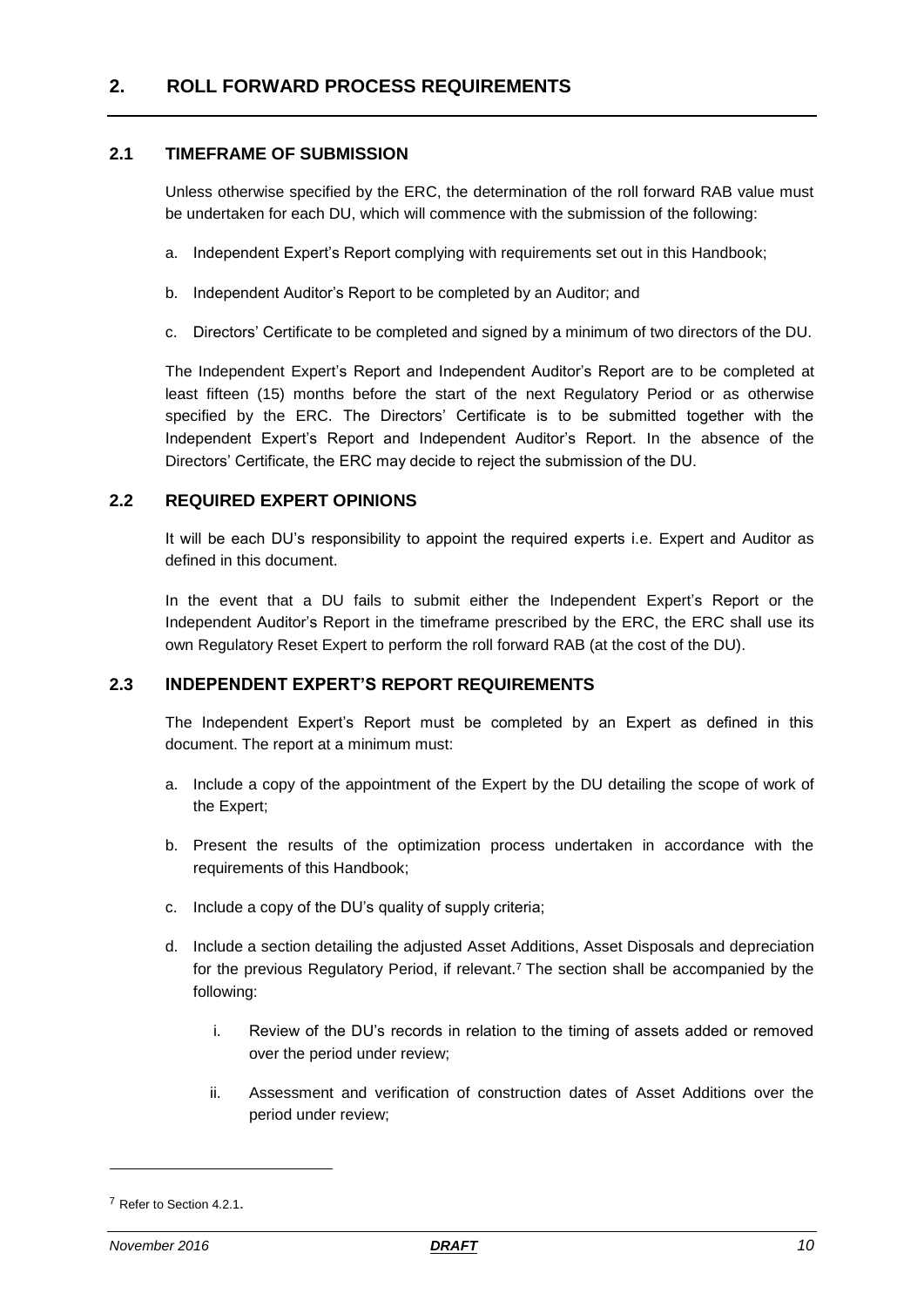## 2. ROLL FORWARD PROCESS REQUIREMENTS

### 2.1 TIMEFRAME OF SUBMISSION

Unless otherwise specified by the ERC, the determination of the roll forward RAB value must be undertaken for each DU, which will commence with the submission of the following:

a. Independent Expert's Report complying with requirements set out in this Handbook;

b. Independent Auditor's Report to be completed by an Auditor; and

c. Directors' Certificate to be completed and signed by a minimum of two directors of the DU.

The Independent Expert's Report and Independent Auditor's Report are to be completed at least fifteen (15) months before the start of the next Regulatory Period or as otherwise specified by the ERC. The Directors' Certificate is to be submitted together with the Independent Expert's Report and Independent Auditor's Report. In the absence of the Directors' Certificate, the ERC may decide to reject the submission of the DU.

### 2.2 REQUIRED EXPERT OPINIONS

It will be each DU's responsibility to appoint the required experts i.e. Expert and Auditor as defined in this document.

In the event that a DU fails to submit either the Independent Expert's Report or the Independent Auditor's Report in the timeframe prescribed by the ERC, the ERC shall use its own Regulatory Reset Expert to perform the roll forward RAB (at the cost of the DU).

### 2.3 INDEPENDENT EXPERT'S REPORT REQUIREMENTS

The Independent Expert's Report must be completed by an Expert as defined in this document. The report at a minimum must:

a. Include a copy of the appointment of the Expert by the DU detailing the scope of work of the Expert;

b. Present the results of the optimization process undertaken in accordance with the requirements of this Handbook;

c. Include a copy of the DU's quality of supply criteria;

d. Include a section detailing the adjusted Asset Additions, Asset Disposals and depreciation for the previous Regulatory Period, if relevant.[7] The section shall be accompanied by the following:

   i. Review of the DU's records in relation to the timing of assets added or removed over the period under review;

   ii. Assessment and verification of construction dates of Asset Additions over the period under review;

[7] Refer to Section 4.2.1.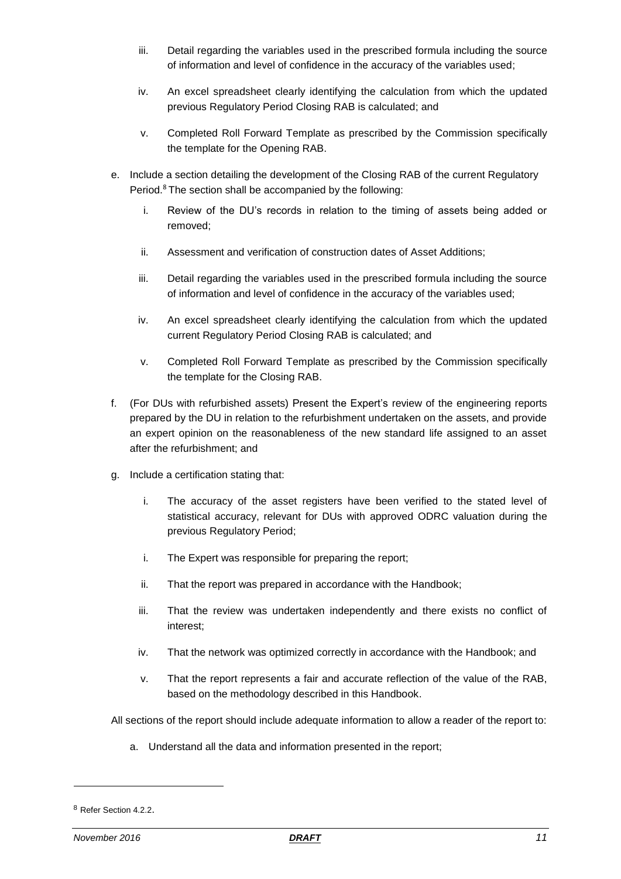iii. Detail regarding the variables used in the prescribed formula including the source of information and level of confidence in the accuracy of the variables used;

   iv. An excel spreadsheet clearly identifying the calculation from which the updated previous Regulatory Period Closing RAB is calculated; and

   v. Completed Roll Forward Template as prescribed by the Commission specifically the template for the Opening RAB.

e. Include a section detailing the development of the Closing RAB of the current Regulatory Period.[8] The section shall be accompanied by the following:

   i. Review of the DU's records in relation to the timing of assets being added or removed;

   ii. Assessment and verification of construction dates of Asset Additions;

   iii. Detail regarding the variables used in the prescribed formula including the source of information and level of confidence in the accuracy of the variables used;

   iv. An excel spreadsheet clearly identifying the calculation from which the updated current Regulatory Period Closing RAB is calculated; and

   v. Completed Roll Forward Template as prescribed by the Commission specifically the template for the Closing RAB.

f. (For DUs with refurbished assets) Present the Expert's review of the engineering reports prepared by the DU in relation to the refurbishment undertaken on the assets, and provide an expert opinion on the reasonableness of the new standard life assigned to an asset after the refurbishment; and

g. Include a certification stating that:

   i. The accuracy of the asset registers have been verified to the stated level of statistical accuracy, relevant for DUs with approved ODRC valuation during the previous Regulatory Period;

   i. The Expert was responsible for preparing the report;

   ii. That the report was prepared in accordance with the Handbook;

   iii. That the review was undertaken independently and there exists no conflict of interest;

   iv. That the network was optimized correctly in accordance with the Handbook; and

   v. That the report represents a fair and accurate reflection of the value of the RAB, based on the methodology described in this Handbook.

All sections of the report should include adequate information to allow a reader of the report to:

a. Understand all the data and information presented in the report;

---

[8] Refer Section 4.2.2.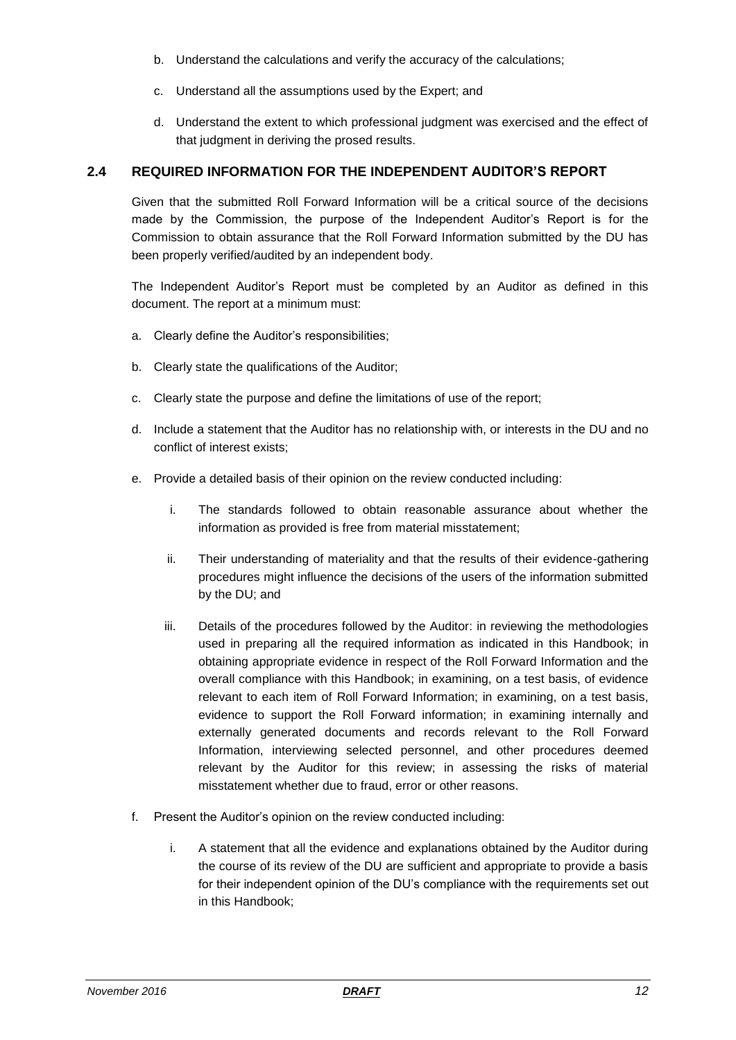b. Understand the calculations and verify the accuracy of the calculations;

c. Understand all the assumptions used by the Expert; and

d. Understand the extent to which professional judgment was exercised and the effect of that judgment in deriving the prosed results.

## 2.4 REQUIRED INFORMATION FOR THE INDEPENDENT AUDITOR'S REPORT

Given that the submitted Roll Forward Information will be a critical source of the decisions made by the Commission, the purpose of the Independent Auditor's Report is for the Commission to obtain assurance that the Roll Forward Information submitted by the DU has been properly verified/audited by an independent body.

The Independent Auditor's Report must be completed by an Auditor as defined in this document. The report at a minimum must:

a. Clearly define the Auditor's responsibilities;

b. Clearly state the qualifications of the Auditor;

c. Clearly state the purpose and define the limitations of use of the report;

d. Include a statement that the Auditor has no relationship with, or interests in the DU and no conflict of interest exists;

e. Provide a detailed basis of their opinion on the review conducted including:

   i. The standards followed to obtain reasonable assurance about whether the information as provided is free from material misstatement;

   ii. Their understanding of materiality and that the results of their evidence-gathering procedures might influence the decisions of the users of the information submitted by the DU; and

   iii. Details of the procedures followed by the Auditor: in reviewing the methodologies used in preparing all the required information as indicated in this Handbook; in obtaining appropriate evidence in respect of the Roll Forward Information and the overall compliance with this Handbook; in examining, on a test basis, of evidence relevant to each item of Roll Forward Information; in examining, on a test basis, evidence to support the Roll Forward information; in examining internally and externally generated documents and records relevant to the Roll Forward Information, interviewing selected personnel, and other procedures deemed relevant by the Auditor for this review; in assessing the risks of material misstatement whether due to fraud, error or other reasons.

f. Present the Auditor's opinion on the review conducted including:

   i. A statement that all the evidence and explanations obtained by the Auditor during the course of its review of the DU are sufficient and appropriate to provide a basis for their independent opinion of the DU's compliance with the requirements set out in this Handbook;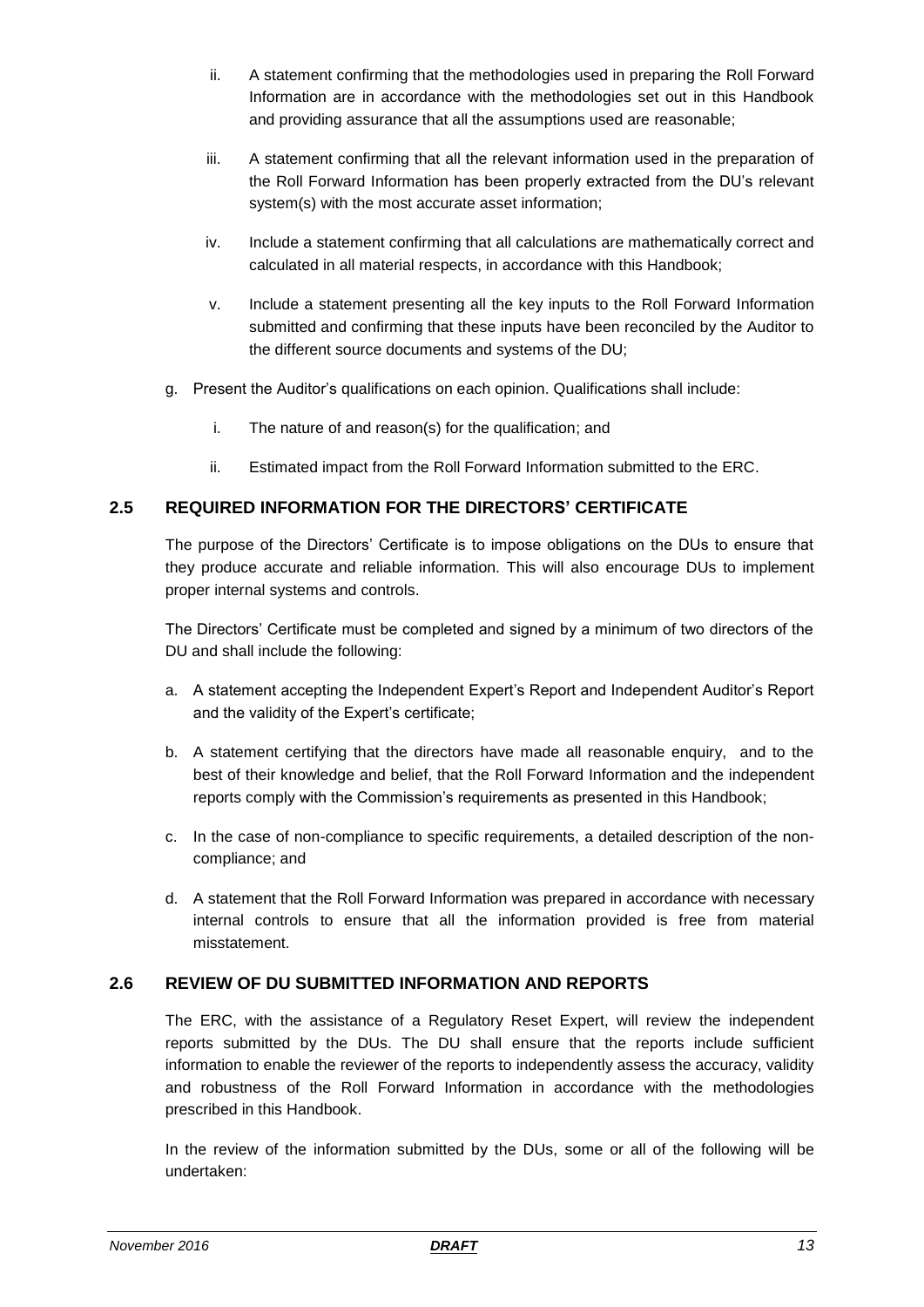ii. A statement confirming that the methodologies used in preparing the Roll Forward Information are in accordance with the methodologies set out in this Handbook and providing assurance that all the assumptions used are reasonable;

   iii. A statement confirming that all the relevant information used in the preparation of the Roll Forward Information has been properly extracted from the DU's relevant system(s) with the most accurate asset information;

   iv. Include a statement confirming that all calculations are mathematically correct and calculated in all material respects, in accordance with this Handbook;

   v. Include a statement presenting all the key inputs to the Roll Forward Information submitted and confirming that these inputs have been reconciled by the Auditor to the different source documents and systems of the DU;

g. Present the Auditor's qualifications on each opinion. Qualifications shall include:

   i. The nature of and reason(s) for the qualification; and

   ii. Estimated impact from the Roll Forward Information submitted to the ERC.

## 2.5 REQUIRED INFORMATION FOR THE DIRECTORS' CERTIFICATE

The purpose of the Directors' Certificate is to impose obligations on the DUs to ensure that they produce accurate and reliable information. This will also encourage DUs to implement proper internal systems and controls.

The Directors' Certificate must be completed and signed by a minimum of two directors of the DU and shall include the following:

a. A statement accepting the Independent Expert's Report and Independent Auditor's Report and the validity of the Expert's certificate;

b. A statement certifying that the directors have made all reasonable enquiry, and to the best of their knowledge and belief, that the Roll Forward Information and the independent reports comply with the Commission's requirements as presented in this Handbook;

c. In the case of non-compliance to specific requirements, a detailed description of the non-compliance; and

d. A statement that the Roll Forward Information was prepared in accordance with necessary internal controls to ensure that all the information provided is free from material misstatement.

## 2.6 REVIEW OF DU SUBMITTED INFORMATION AND REPORTS

The ERC, with the assistance of a Regulatory Reset Expert, will review the independent reports submitted by the DUs. The DU shall ensure that the reports include sufficient information to enable the reviewer of the reports to independently assess the accuracy, validity and robustness of the Roll Forward Information in accordance with the methodologies prescribed in this Handbook.

In the review of the information submitted by the DUs, some or all of the following will be undertaken: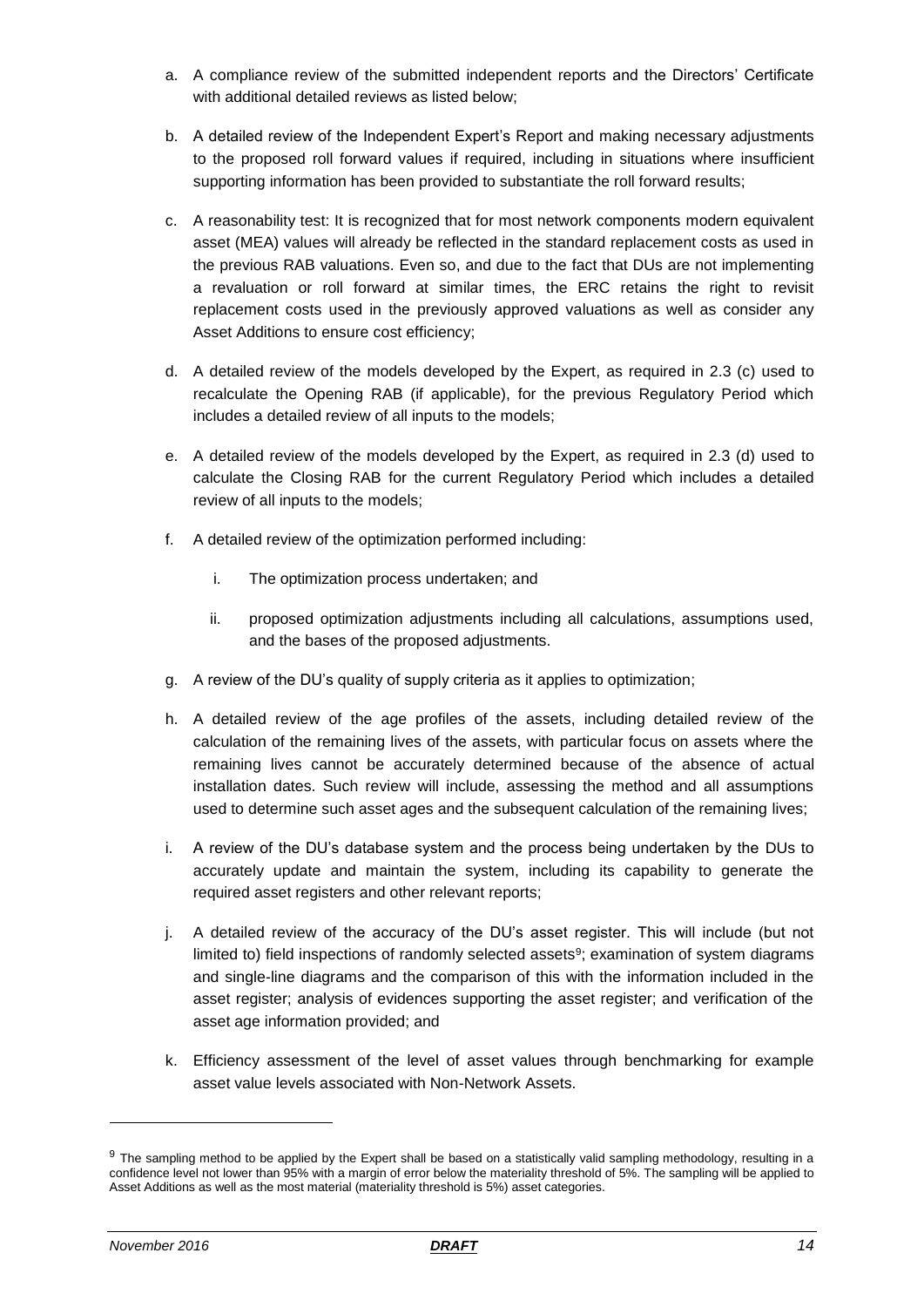a. A compliance review of the submitted independent reports and the Directors' Certificate with additional detailed reviews as listed below;

b. A detailed review of the Independent Expert's Report and making necessary adjustments to the proposed roll forward values if required, including in situations where insufficient supporting information has been provided to substantiate the roll forward results;

c. A reasonability test: It is recognized that for most network components modern equivalent asset (MEA) values will already be reflected in the standard replacement costs as used in the previous RAB valuations. Even so, and due to the fact that DUs are not implementing a revaluation or roll forward at similar times, the ERC retains the right to revisit replacement costs used in the previously approved valuations as well as consider any Asset Additions to ensure cost efficiency;

d. A detailed review of the models developed by the Expert, as required in 2.3 (c) used to recalculate the Opening RAB (if applicable), for the previous Regulatory Period which includes a detailed review of all inputs to the models;

e. A detailed review of the models developed by the Expert, as required in 2.3 (d) used to calculate the Closing RAB for the current Regulatory Period which includes a detailed review of all inputs to the models;

f. A detailed review of the optimization performed including:

   i. The optimization process undertaken; and

   ii. proposed optimization adjustments including all calculations, assumptions used, and the bases of the proposed adjustments.

g. A review of the DU's quality of supply criteria as it applies to optimization;

h. A detailed review of the age profiles of the assets, including detailed review of the calculation of the remaining lives of the assets, with particular focus on assets where the remaining lives cannot be accurately determined because of the absence of actual installation dates. Such review will include, assessing the method and all assumptions used to determine such asset ages and the subsequent calculation of the remaining lives;

i. A review of the DU's database system and the process being undertaken by the DUs to accurately update and maintain the system, including its capability to generate the required asset registers and other relevant reports;

j. A detailed review of the accuracy of the DU's asset register. This will include (but not limited to) field inspections of randomly selected assets[9]; examination of system diagrams and single-line diagrams and the comparison of this with the information included in the asset register; analysis of evidences supporting the asset register; and verification of the asset age information provided; and

k. Efficiency assessment of the level of asset values through benchmarking for example asset value levels associated with Non-Network Assets.

---

[9] The sampling method to be applied by the Expert shall be based on a statistically valid sampling methodology, resulting in a confidence level not lower than 95% with a margin of error below the materiality threshold of 5%. The sampling will be applied to Asset Additions as well as the most material (materiality threshold is 5%) asset categories.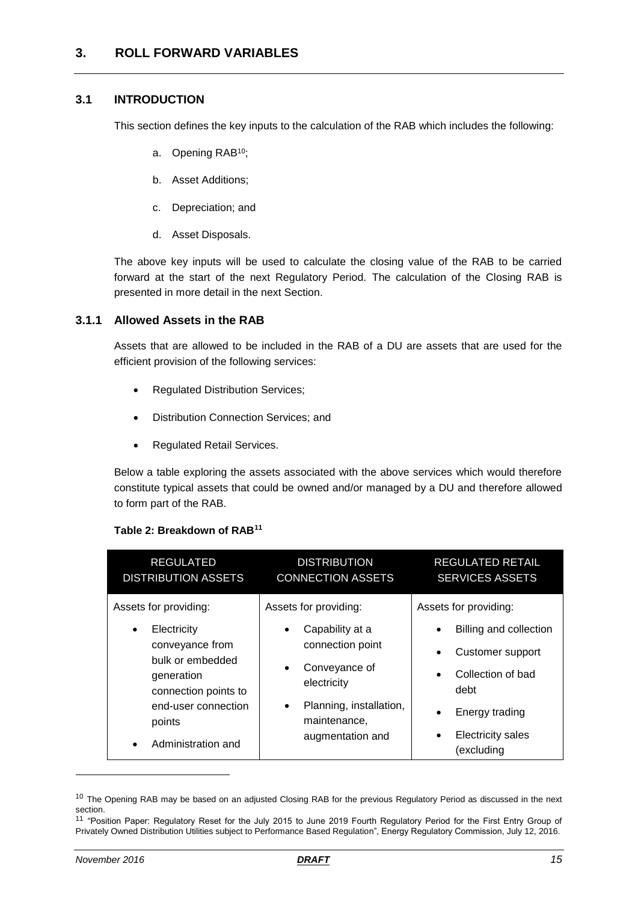## 3. ROLL FORWARD VARIABLES

### 3.1 INTRODUCTION

This section defines the key inputs to the calculation of the RAB which includes the following:

a. Opening RAB[10];

b. Asset Additions;

c. Depreciation; and

d. Asset Disposals.

The above key inputs will be used to calculate the closing value of the RAB to be carried forward at the start of the next Regulatory Period. The calculation of the Closing RAB is presented in more detail in the next Section.

#### 3.1.1 Allowed Assets in the RAB

Assets that are allowed to be included in the RAB of a DU are assets that are used for the efficient provision of the following services:

- Regulated Distribution Services;
- Distribution Connection Services; and
- Regulated Retail Services.

Below a table exploring the assets associated with the above services which would therefore constitute typical assets that could be owned and/or managed by a DU and therefore allowed to form part of the RAB.

**Table 2: Breakdown of RAB[11]**

| REGULATED DISTRIBUTION ASSETS | DISTRIBUTION CONNECTION ASSETS | REGULATED RETAIL SERVICES ASSETS |
|---|---|---|
| Assets for providing:<br>• Electricity conveyance from bulk or embedded generation connection points to end-user connection points<br>• Administration and | Assets for providing:<br>• Capability at a connection point<br>• Conveyance of electricity<br>• Planning, installation, maintenance, augmentation and | Assets for providing:<br>• Billing and collection<br>• Customer support<br>• Collection of bad debt<br>• Energy trading<br>• Electricity sales (excluding |

---

[10] The Opening RAB may be based on an adjusted Closing RAB for the previous Regulatory Period as discussed in the next section.

[11] "Position Paper: Regulatory Reset for the July 2015 to June 2019 Fourth Regulatory Period for the First Entry Group of Privately Owned Distribution Utilities subject to Performance Based Regulation", Energy Regulatory Commission, July 12, 2016.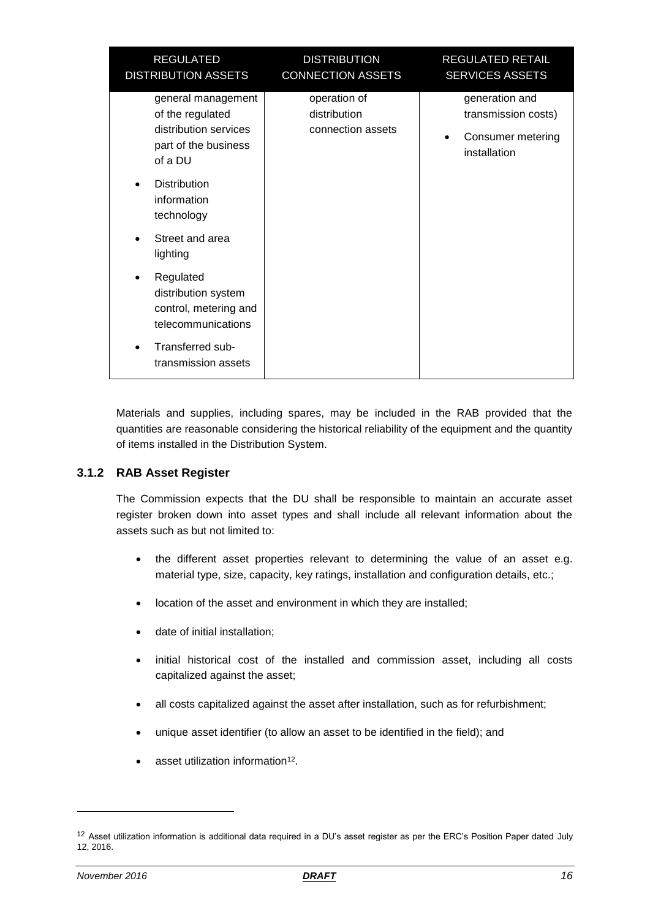| REGULATED DISTRIBUTION ASSETS | DISTRIBUTION CONNECTION ASSETS | REGULATED RETAIL SERVICES ASSETS |
|---|---|---|
| general management of the regulated distribution services part of the business of a DU<br>• Distribution information technology<br>• Street and area lighting<br>• Regulated distribution system control, metering and telecommunications<br>• Transferred sub-transmission assets | operation of distribution connection assets | generation and transmission costs)<br>• Consumer metering installation |

Materials and supplies, including spares, may be included in the RAB provided that the quantities are reasonable considering the historical reliability of the equipment and the quantity of items installed in the Distribution System.

### 3.1.2 RAB Asset Register

The Commission expects that the DU shall be responsible to maintain an accurate asset register broken down into asset types and shall include all relevant information about the assets such as but not limited to:

- the different asset properties relevant to determining the value of an asset e.g. material type, size, capacity, key ratings, installation and configuration details, etc.;
- location of the asset and environment in which they are installed;
- date of initial installation;
- initial historical cost of the installed and commission asset, including all costs capitalized against the asset;
- all costs capitalized against the asset after installation, such as for refurbishment;
- unique asset identifier (to allow an asset to be identified in the field); and
- asset utilization information[12].

[12] Asset utilization information is additional data required in a DU's asset register as per the ERC's Position Paper dated July 12, 2016.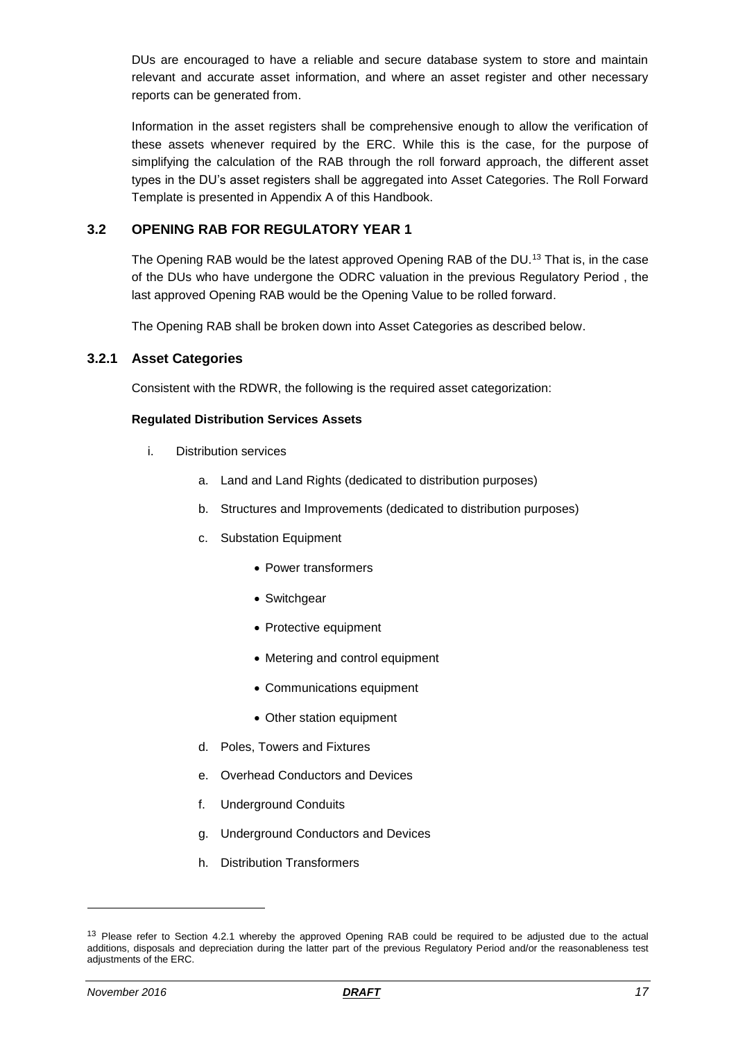DUs are encouraged to have a reliable and secure database system to store and maintain relevant and accurate asset information, and where an asset register and other necessary reports can be generated from.

Information in the asset registers shall be comprehensive enough to allow the verification of these assets whenever required by the ERC. While this is the case, for the purpose of simplifying the calculation of the RAB through the roll forward approach, the different asset types in the DU's asset registers shall be aggregated into Asset Categories. The Roll Forward Template is presented in Appendix A of this Handbook.

## 3.2 OPENING RAB FOR REGULATORY YEAR 1

The Opening RAB would be the latest approved Opening RAB of the DU.[13] That is, in the case of the DUs who have undergone the ODRC valuation in the previous Regulatory Period , the last approved Opening RAB would be the Opening Value to be rolled forward.

The Opening RAB shall be broken down into Asset Categories as described below.

### 3.2.1 Asset Categories

Consistent with the RDWR, the following is the required asset categorization:

**Regulated Distribution Services Assets**

i. Distribution services
   a. Land and Land Rights (dedicated to distribution purposes)
   b. Structures and Improvements (dedicated to distribution purposes)
   c. Substation Equipment
      - Power transformers
      - Switchgear
      - Protective equipment
      - Metering and control equipment
      - Communications equipment
      - Other station equipment
   d. Poles, Towers and Fixtures
   e. Overhead Conductors and Devices
   f. Underground Conduits
   g. Underground Conductors and Devices
   h. Distribution Transformers

---

[13] Please refer to Section 4.2.1 whereby the approved Opening RAB could be required to be adjusted due to the actual additions, disposals and depreciation during the latter part of the previous Regulatory Period and/or the reasonableness test adjustments of the ERC.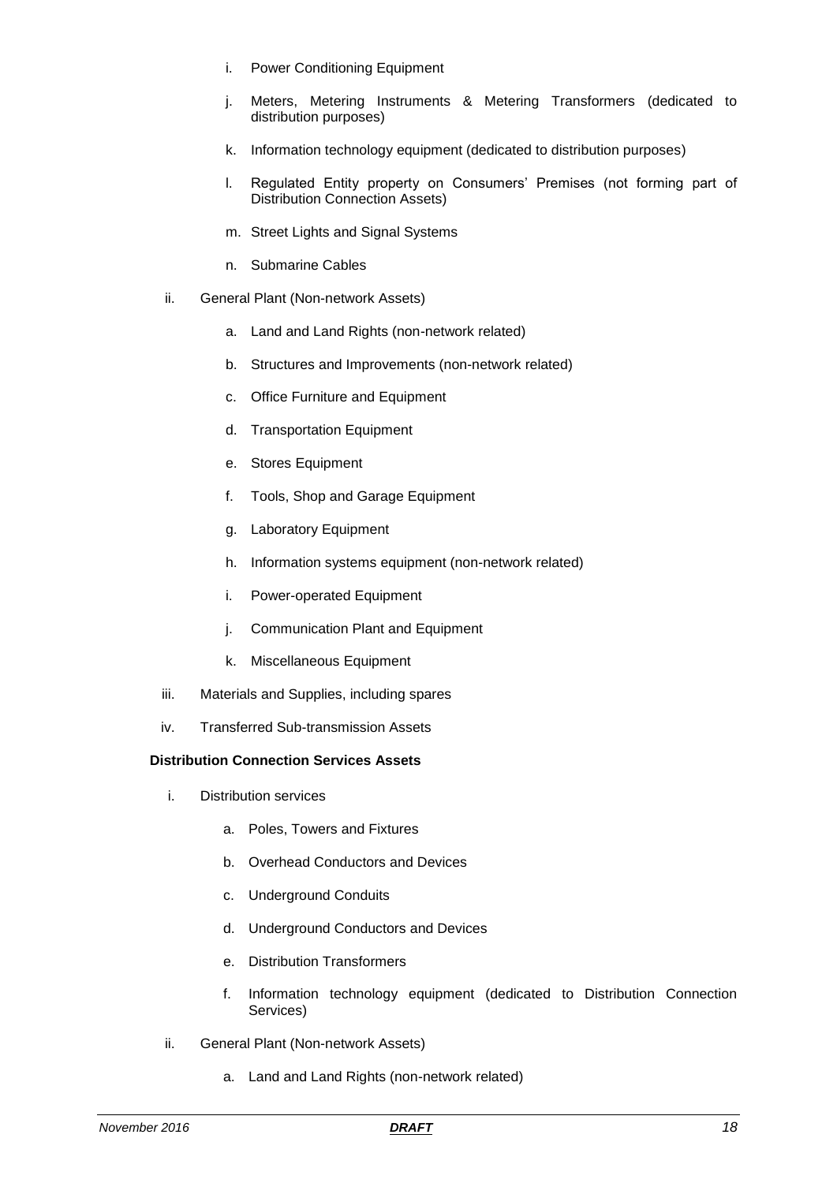i. Power Conditioning Equipment

   j. Meters, Metering Instruments & Metering Transformers (dedicated to distribution purposes)

   k. Information technology equipment (dedicated to distribution purposes)

   l. Regulated Entity property on Consumers' Premises (not forming part of Distribution Connection Assets)

   m. Street Lights and Signal Systems

   n. Submarine Cables

ii. General Plant (Non-network Assets)

   a. Land and Land Rights (non-network related)

   b. Structures and Improvements (non-network related)

   c. Office Furniture and Equipment

   d. Transportation Equipment

   e. Stores Equipment

   f. Tools, Shop and Garage Equipment

   g. Laboratory Equipment

   h. Information systems equipment (non-network related)

   i. Power-operated Equipment

   j. Communication Plant and Equipment

   k. Miscellaneous Equipment

iii. Materials and Supplies, including spares

iv. Transferred Sub-transmission Assets

**Distribution Connection Services Assets**

i. Distribution services

   a. Poles, Towers and Fixtures

   b. Overhead Conductors and Devices

   c. Underground Conduits

   d. Underground Conductors and Devices

   e. Distribution Transformers

   f. Information technology equipment (dedicated to Distribution Connection Services)

ii. General Plant (Non-network Assets)

   a. Land and Land Rights (non-network related)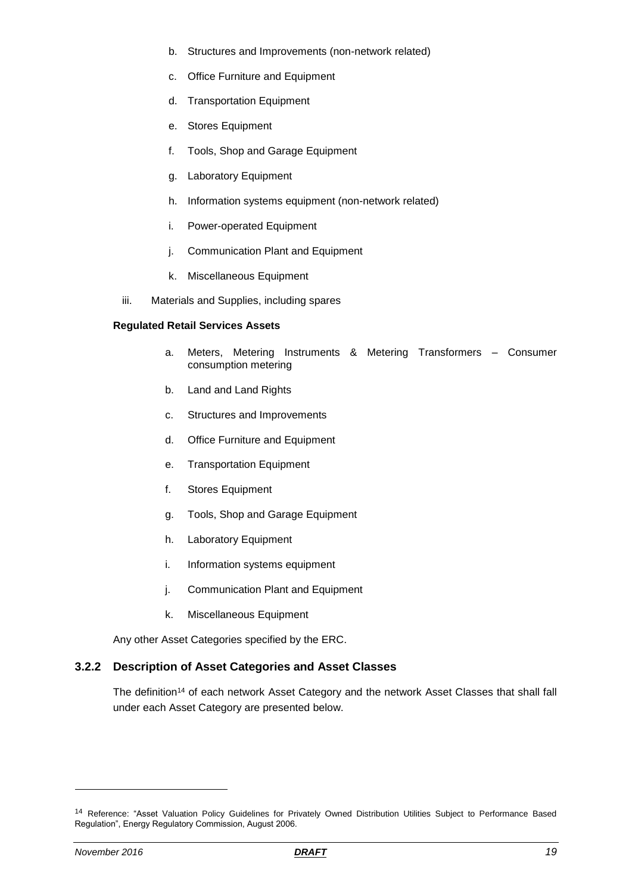b. Structures and Improvements (non-network related)

c. Office Furniture and Equipment

d. Transportation Equipment

e. Stores Equipment

f. Tools, Shop and Garage Equipment

g. Laboratory Equipment

h. Information systems equipment (non-network related)

i. Power-operated Equipment

j. Communication Plant and Equipment

k. Miscellaneous Equipment

iii. Materials and Supplies, including spares

**Regulated Retail Services Assets**

a. Meters, Metering Instruments & Metering Transformers – Consumer consumption metering

b. Land and Land Rights

c. Structures and Improvements

d. Office Furniture and Equipment

e. Transportation Equipment

f. Stores Equipment

g. Tools, Shop and Garage Equipment

h. Laboratory Equipment

i. Information systems equipment

j. Communication Plant and Equipment

k. Miscellaneous Equipment

Any other Asset Categories specified by the ERC.

### 3.2.2 Description of Asset Categories and Asset Classes

The definition[14] of each network Asset Category and the network Asset Classes that shall fall under each Asset Category are presented below.

---

[14] Reference: "Asset Valuation Policy Guidelines for Privately Owned Distribution Utilities Subject to Performance Based Regulation", Energy Regulatory Commission, August 2006.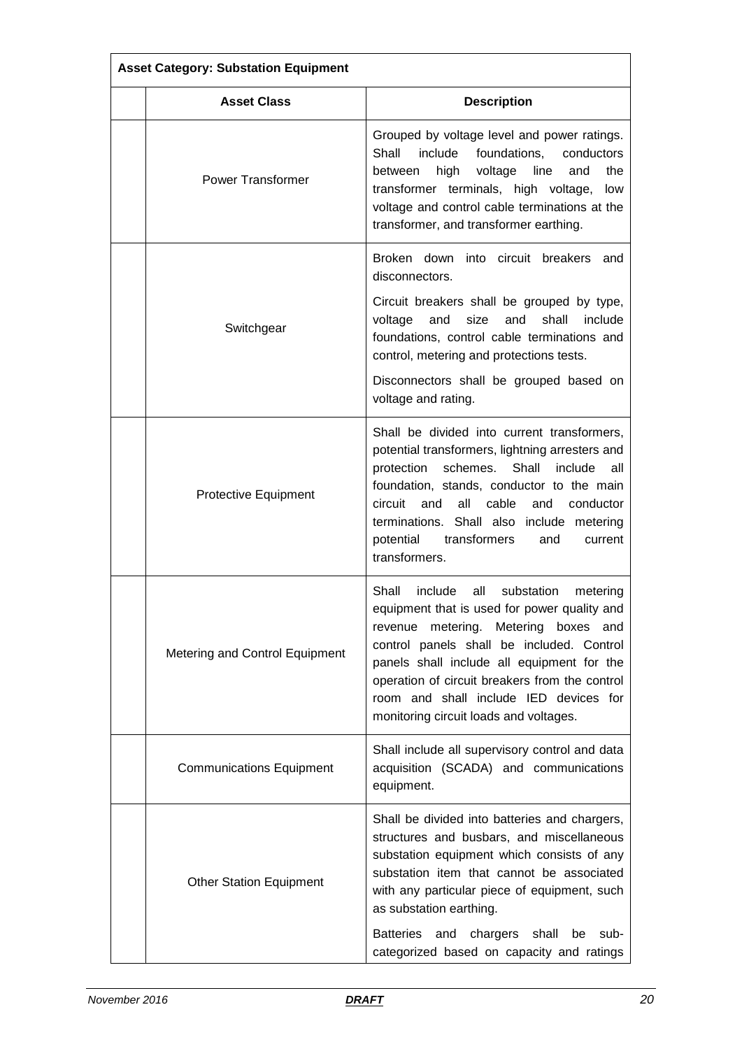| Asset Category: Substation Equipment | | |
|---|---|---|
| | **Asset Class** | **Description** |
| | Power Transformer | Grouped by voltage level and power ratings. Shall include foundations, conductors between high voltage line and the transformer terminals, high voltage, low voltage and control cable terminations at the transformer, and transformer earthing. |
| | Switchgear | Broken down into circuit breakers and disconnectors.<br><br>Circuit breakers shall be grouped by type, voltage and size and shall include foundations, control cable terminations and control, metering and protections tests.<br><br>Disconnectors shall be grouped based on voltage and rating. |
| | Protective Equipment | Shall be divided into current transformers, potential transformers, lightning arresters and protection schemes. Shall include all foundation, stands, conductor to the main circuit and all cable and conductor terminations. Shall also include metering potential transformers and current transformers. |
| | Metering and Control Equipment | Shall include all substation metering equipment that is used for power quality and revenue metering. Metering boxes and control panels shall be included. Control panels shall include all equipment for the operation of circuit breakers from the control room and shall include IED devices for monitoring circuit loads and voltages. |
| | Communications Equipment | Shall include all supervisory control and data acquisition (SCADA) and communications equipment. |
| | Other Station Equipment | Shall be divided into batteries and chargers, structures and busbars, and miscellaneous substation equipment which consists of any substation item that cannot be associated with any particular piece of equipment, such as substation earthing.<br><br>Batteries and chargers shall be sub-categorized based on capacity and ratings |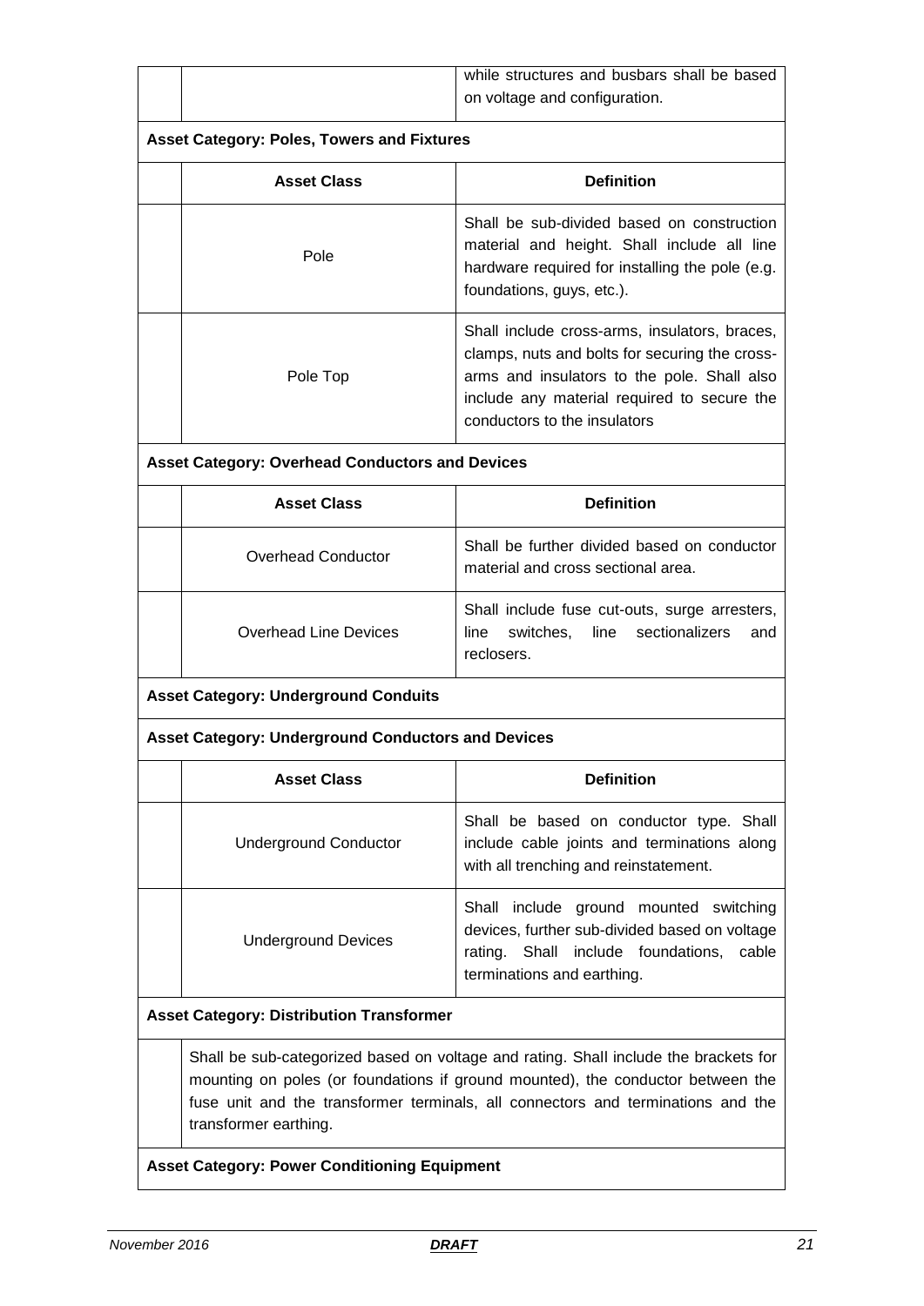| | | |
|---|---|---|
| | | while structures and busbars shall be based on voltage and configuration. |

**Asset Category: Poles, Towers and Fixtures**

| | Asset Class | Definition |
|---|---|---|
| | Pole | Shall be sub-divided based on construction material and height. Shall include all line hardware required for installing the pole (e.g. foundations, guys, etc.). |
| | Pole Top | Shall include cross-arms, insulators, braces, clamps, nuts and bolts for securing the cross-arms and insulators to the pole. Shall also include any material required to secure the conductors to the insulators |

**Asset Category: Overhead Conductors and Devices**

| | Asset Class | Definition |
|---|---|---|
| | Overhead Conductor | Shall be further divided based on conductor material and cross sectional area. |
| | Overhead Line Devices | Shall include fuse cut-outs, surge arresters, line switches, line sectionalizers and reclosers. |

**Asset Category: Underground Conduits**

**Asset Category: Underground Conductors and Devices**

| | Asset Class | Definition |
|---|---|---|
| | Underground Conductor | Shall be based on conductor type. Shall include cable joints and terminations along with all trenching and reinstatement. |
| | Underground Devices | Shall include ground mounted switching devices, further sub-divided based on voltage rating. Shall include foundations, cable terminations and earthing. |

**Asset Category: Distribution Transformer**

Shall be sub-categorized based on voltage and rating. Shall include the brackets for mounting on poles (or foundations if ground mounted), the conductor between the fuse unit and the transformer terminals, all connectors and terminations and the transformer earthing.

**Asset Category: Power Conditioning Equipment**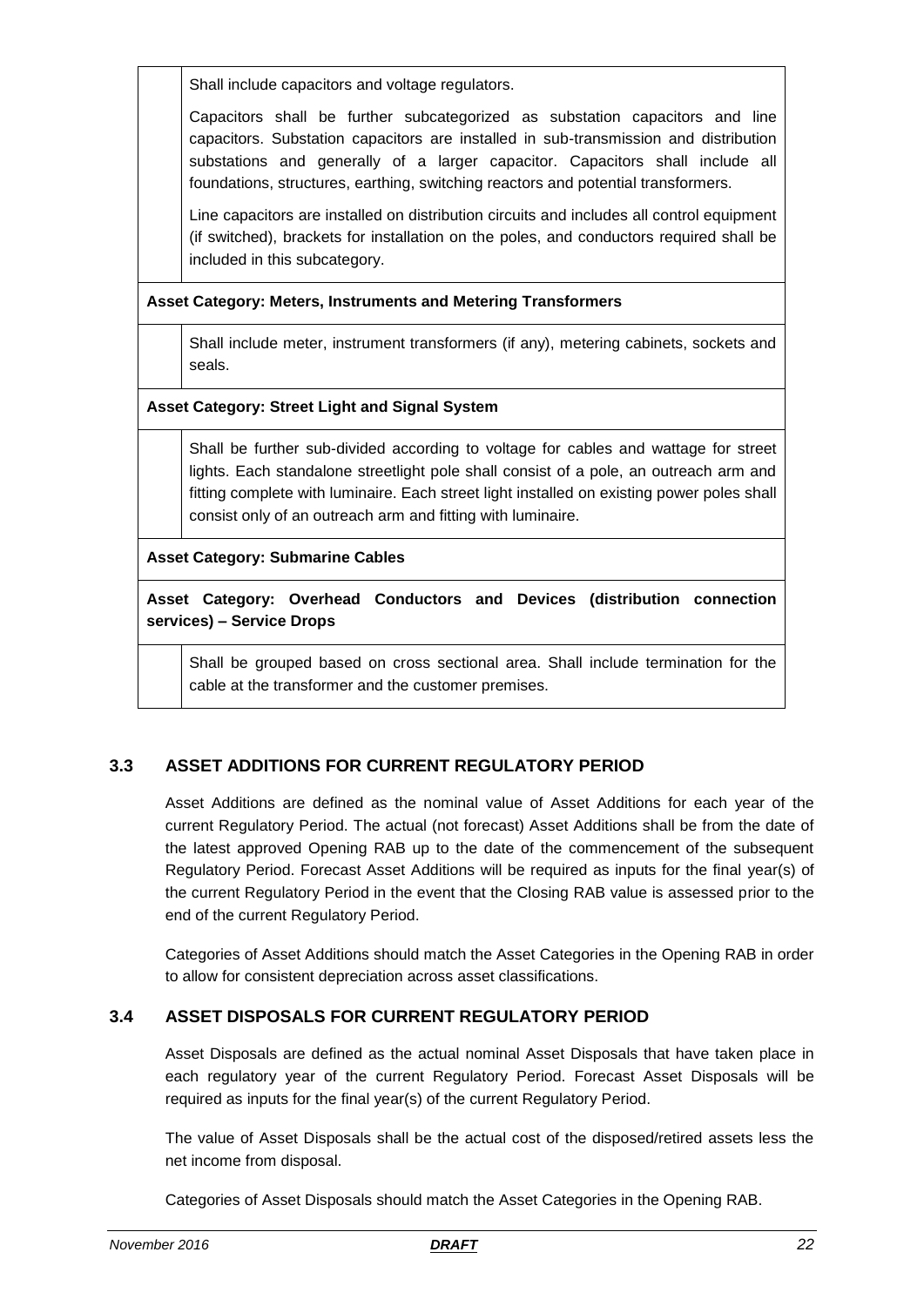| | |
|---|---|
| | Shall include capacitors and voltage regulators.<br><br>Capacitors shall be further subcategorized as substation capacitors and line capacitors. Substation capacitors are installed in sub-transmission and distribution substations and generally of a larger capacitor. Capacitors shall include all foundations, structures, earthing, switching reactors and potential transformers.<br><br>Line capacitors are installed on distribution circuits and includes all control equipment (if switched), brackets for installation on the poles, and conductors required shall be included in this subcategory. |
| **Asset Category: Meters, Instruments and Metering Transformers** | |
| | Shall include meter, instrument transformers (if any), metering cabinets, sockets and seals. |
| **Asset Category: Street Light and Signal System** | |
| | Shall be further sub-divided according to voltage for cables and wattage for street lights. Each standalone streetlight pole shall consist of a pole, an outreach arm and fitting complete with luminaire. Each street light installed on existing power poles shall consist only of an outreach arm and fitting with luminaire. |
| **Asset Category: Submarine Cables** | |
| **Asset Category: Overhead Conductors and Devices (distribution connection services) – Service Drops** | |
| | Shall be grouped based on cross sectional area. Shall include termination for the cable at the transformer and the customer premises. |

## 3.3 ASSET ADDITIONS FOR CURRENT REGULATORY PERIOD

Asset Additions are defined as the nominal value of Asset Additions for each year of the current Regulatory Period. The actual (not forecast) Asset Additions shall be from the date of the latest approved Opening RAB up to the date of the commencement of the subsequent Regulatory Period. Forecast Asset Additions will be required as inputs for the final year(s) of the current Regulatory Period in the event that the Closing RAB value is assessed prior to the end of the current Regulatory Period.

Categories of Asset Additions should match the Asset Categories in the Opening RAB in order to allow for consistent depreciation across asset classifications.

## 3.4 ASSET DISPOSALS FOR CURRENT REGULATORY PERIOD

Asset Disposals are defined as the actual nominal Asset Disposals that have taken place in each regulatory year of the current Regulatory Period. Forecast Asset Disposals will be required as inputs for the final year(s) of the current Regulatory Period.

The value of Asset Disposals shall be the actual cost of the disposed/retired assets less the net income from disposal.

Categories of Asset Disposals should match the Asset Categories in the Opening RAB.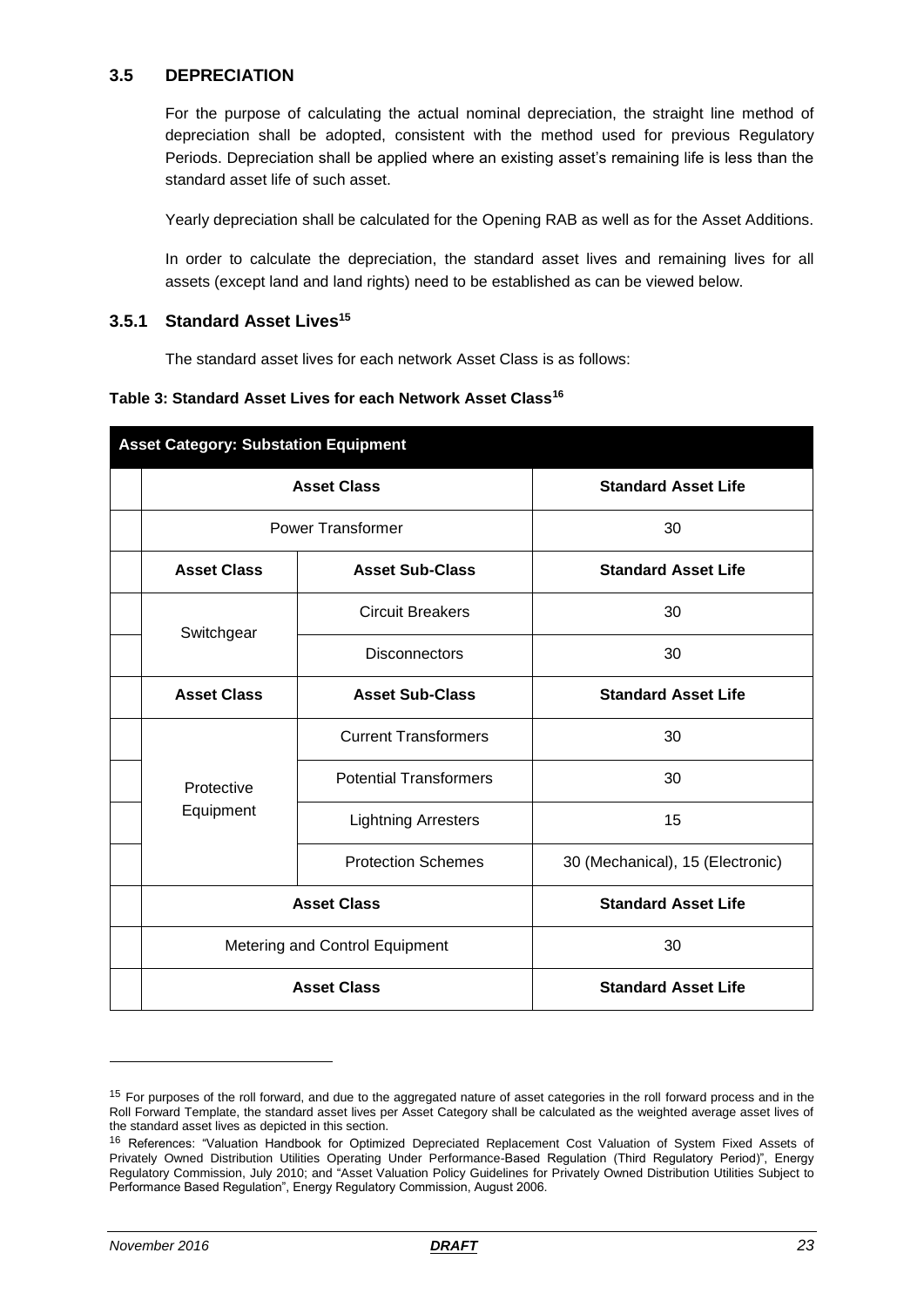### 3.5 DEPRECIATION

For the purpose of calculating the actual nominal depreciation, the straight line method of depreciation shall be adopted, consistent with the method used for previous Regulatory Periods. Depreciation shall be applied where an existing asset's remaining life is less than the standard asset life of such asset.

Yearly depreciation shall be calculated for the Opening RAB as well as for the Asset Additions.

In order to calculate the depreciation, the standard asset lives and remaining lives for all assets (except land and land rights) need to be established as can be viewed below.

#### 3.5.1 Standard Asset Lives[15]

The standard asset lives for each network Asset Class is as follows:

**Table 3: Standard Asset Lives for each Network Asset Class[16]**

| **Asset Category: Substation Equipment** | | | |
|---|---|---|---|
| | **Asset Class** | | **Standard Asset Life** |
| | Power Transformer | | 30 |
| | **Asset Class** | **Asset Sub-Class** | **Standard Asset Life** |
| | Switchgear | Circuit Breakers | 30 |
| | | Disconnectors | 30 |
| | **Asset Class** | **Asset Sub-Class** | **Standard Asset Life** |
| | Protective Equipment | Current Transformers | 30 |
| | | Potential Transformers | 30 |
| | | Lightning Arresters | 15 |
| | | Protection Schemes | 30 (Mechanical), 15 (Electronic) |
| | **Asset Class** | | **Standard Asset Life** |
| | Metering and Control Equipment | | 30 |
| | **Asset Class** | | **Standard Asset Life** |

[15] For purposes of the roll forward, and due to the aggregated nature of asset categories in the roll forward process and in the Roll Forward Template, the standard asset lives per Asset Category shall be calculated as the weighted average asset lives of the standard asset lives as depicted in this section.

[16] References: "Valuation Handbook for Optimized Depreciated Replacement Cost Valuation of System Fixed Assets of Privately Owned Distribution Utilities Operating Under Performance-Based Regulation (Third Regulatory Period)", Energy Regulatory Commission, July 2010; and "Asset Valuation Policy Guidelines for Privately Owned Distribution Utilities Subject to Performance Based Regulation", Energy Regulatory Commission, August 2006.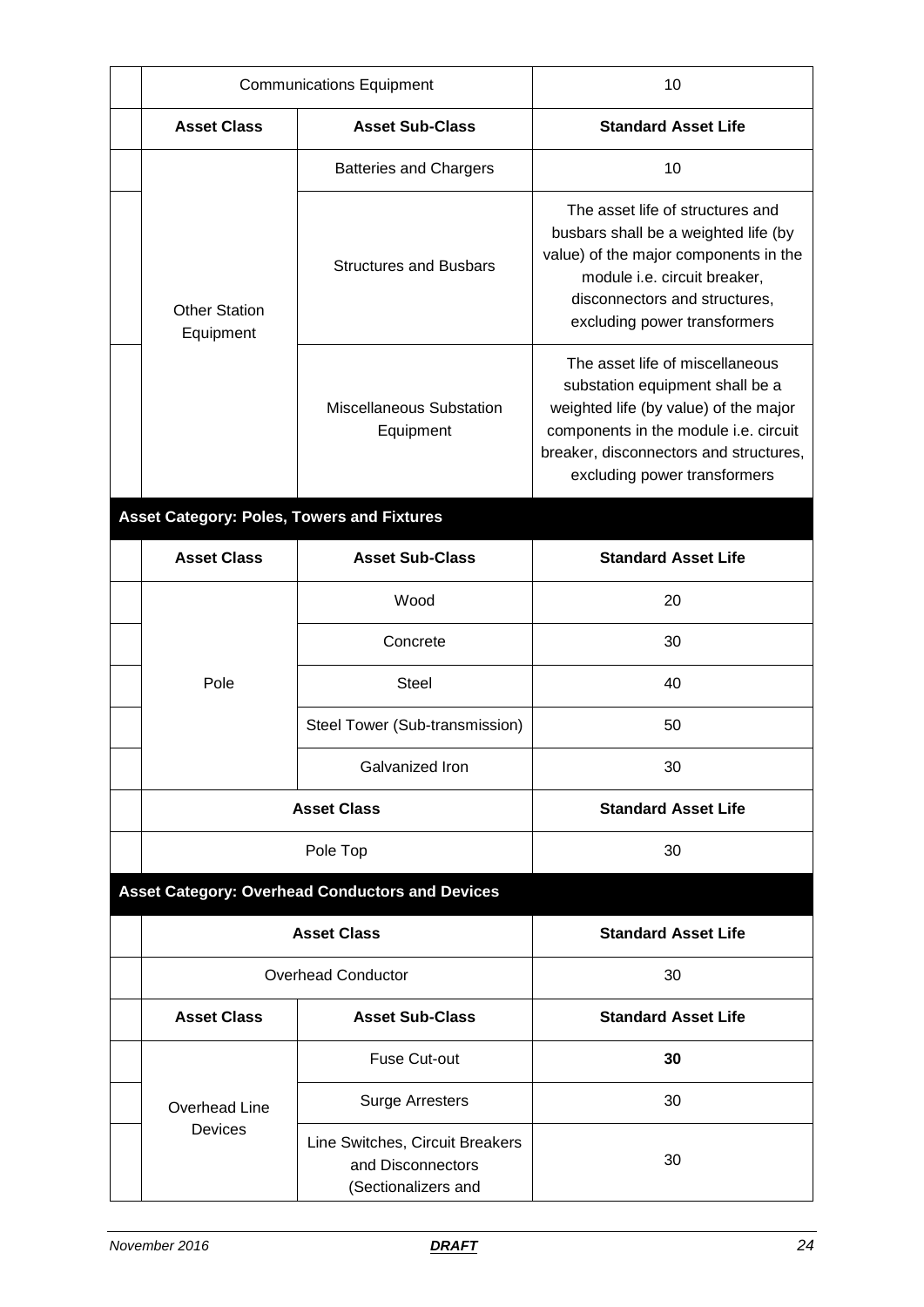| | Asset Class | Asset Sub-Class | Standard Asset Life |
|---|---|---|---|
| | Communications Equipment | | 10 |
| | **Asset Class** | **Asset Sub-Class** | **Standard Asset Life** |
| | Other Station Equipment | Batteries and Chargers | 10 |
| | | Structures and Busbars | The asset life of structures and busbars shall be a weighted life (by value) of the major components in the module i.e. circuit breaker, disconnectors and structures, excluding power transformers |
| | | Miscellaneous Substation Equipment | The asset life of miscellaneous substation equipment shall be a weighted life (by value) of the major components in the module i.e. circuit breaker, disconnectors and structures, excluding power transformers |

**Asset Category: Poles, Towers and Fixtures**

| | Asset Class | Asset Sub-Class | Standard Asset Life |
|---|---|---|---|
| | Pole | Wood | 20 |
| | | Concrete | 30 |
| | | Steel | 40 |
| | | Steel Tower (Sub-transmission) | 50 |
| | | Galvanized Iron | 30 |
| | **Asset Class** | | **Standard Asset Life** |
| | Pole Top | | 30 |

**Asset Category: Overhead Conductors and Devices**

| | Asset Class | Asset Sub-Class | Standard Asset Life |
|---|---|---|---|
| | Overhead Conductor | | 30 |
| | **Asset Class** | **Asset Sub-Class** | **Standard Asset Life** |
| | Overhead Line Devices | Fuse Cut-out | **30** |
| | | Surge Arresters | 30 |
| | | Line Switches, Circuit Breakers and Disconnectors (Sectionalizers and | 30 |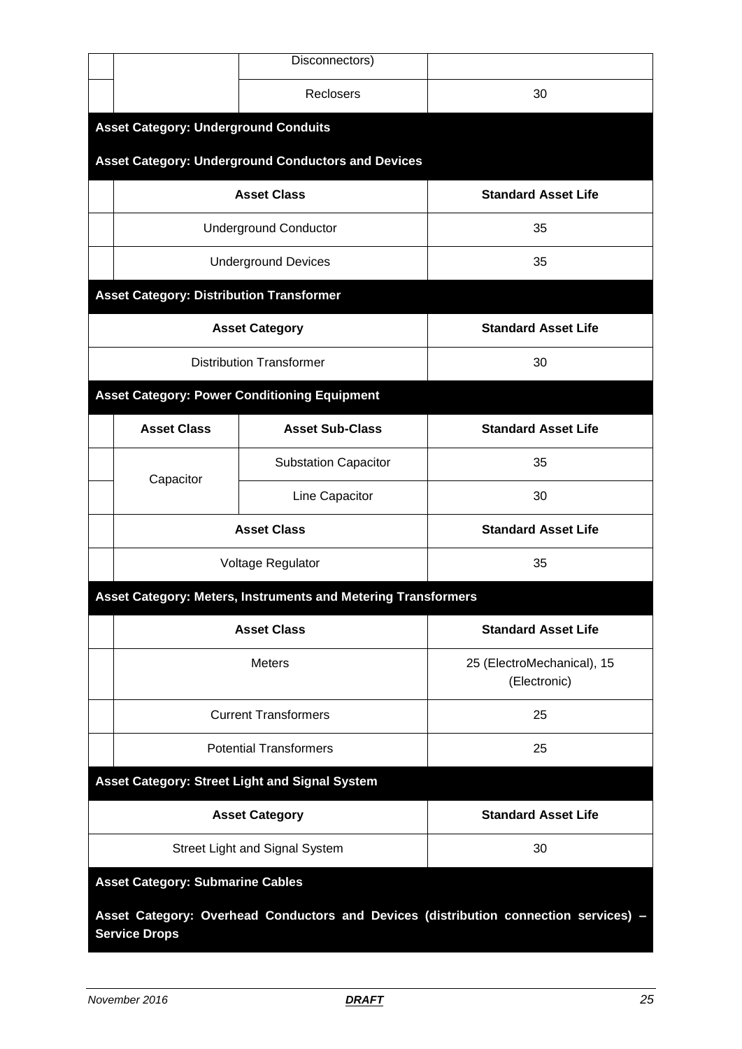| | | Disconnectors) | |
|---|---|---|---|
| | | Reclosers | 30 |

**Asset Category: Underground Conduits**

**Asset Category: Underground Conductors and Devices**

| Asset Class | Standard Asset Life |
|---|---|
| Underground Conductor | 35 |
| Underground Devices | 35 |

**Asset Category: Distribution Transformer**

| Asset Category | Standard Asset Life |
|---|---|
| Distribution Transformer | 30 |

**Asset Category: Power Conditioning Equipment**

| Asset Class | Asset Sub-Class | Standard Asset Life |
|---|---|---|
| Capacitor | Substation Capacitor | 35 |
| | Line Capacitor | 30 |

| Asset Class | Standard Asset Life |
|---|---|
| Voltage Regulator | 35 |

**Asset Category: Meters, Instruments and Metering Transformers**

| Asset Class | Standard Asset Life |
|---|---|
| Meters | 25 (ElectroMechanical), 15 (Electronic) |
| Current Transformers | 25 |
| Potential Transformers | 25 |

**Asset Category: Street Light and Signal System**

| Asset Category | Standard Asset Life |
|---|---|
| Street Light and Signal System | 30 |

**Asset Category: Submarine Cables**

**Asset Category: Overhead Conductors and Devices (distribution connection services) – Service Drops**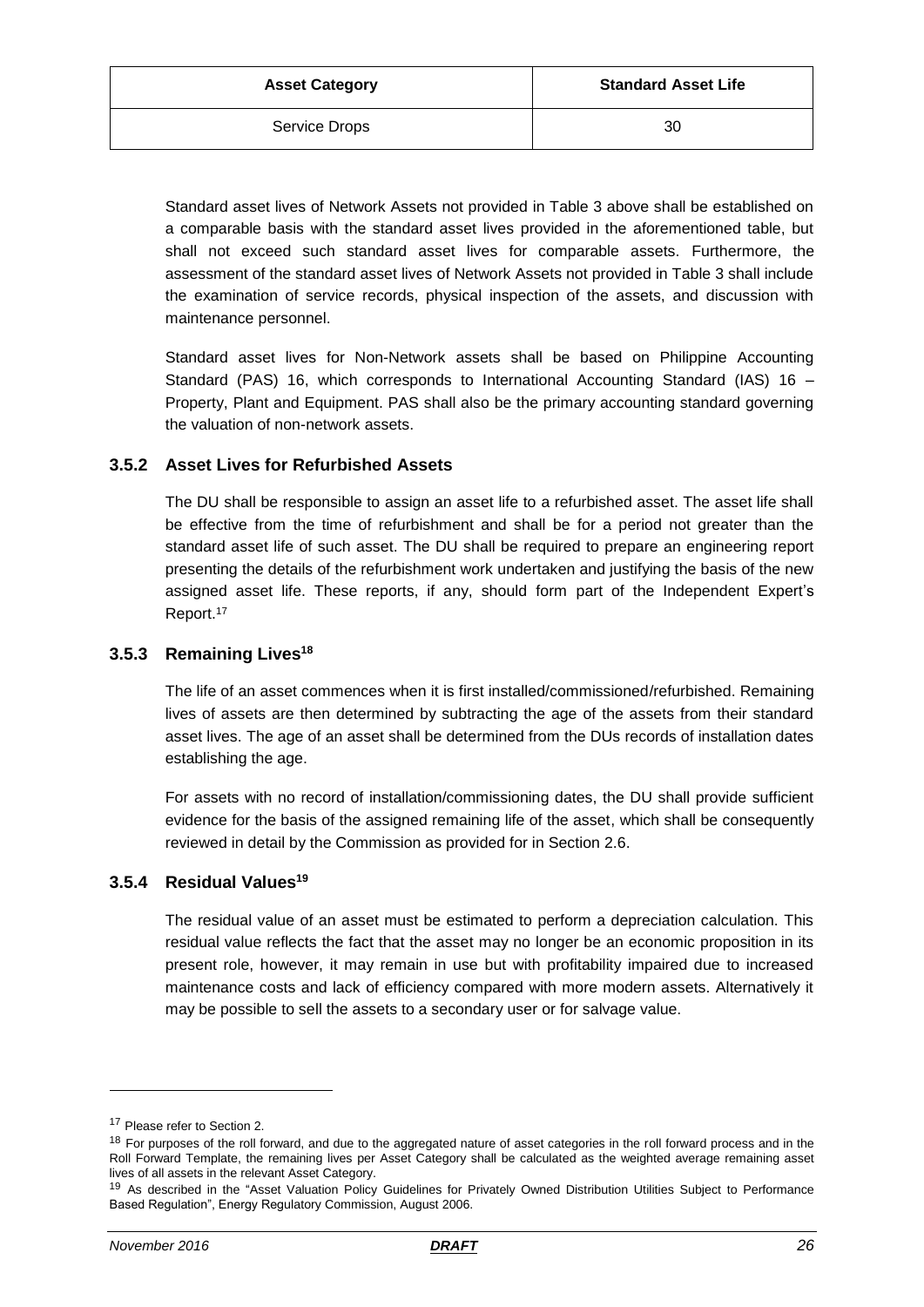| Asset Category | Standard Asset Life |
| --- | --- |
| Service Drops | 30 |

Standard asset lives of Network Assets not provided in Table 3 above shall be established on a comparable basis with the standard asset lives provided in the aforementioned table, but shall not exceed such standard asset lives for comparable assets. Furthermore, the assessment of the standard asset lives of Network Assets not provided in Table 3 shall include the examination of service records, physical inspection of the assets, and discussion with maintenance personnel.

Standard asset lives for Non-Network assets shall be based on Philippine Accounting Standard (PAS) 16, which corresponds to International Accounting Standard (IAS) 16 – Property, Plant and Equipment. PAS shall also be the primary accounting standard governing the valuation of non-network assets.

### 3.5.2 Asset Lives for Refurbished Assets

The DU shall be responsible to assign an asset life to a refurbished asset. The asset life shall be effective from the time of refurbishment and shall be for a period not greater than the standard asset life of such asset. The DU shall be required to prepare an engineering report presenting the details of the refurbishment work undertaken and justifying the basis of the new assigned asset life. These reports, if any, should form part of the Independent Expert's Report.[17]

### 3.5.3 Remaining Lives[18]

The life of an asset commences when it is first installed/commissioned/refurbished. Remaining lives of assets are then determined by subtracting the age of the assets from their standard asset lives. The age of an asset shall be determined from the DUs records of installation dates establishing the age.

For assets with no record of installation/commissioning dates, the DU shall provide sufficient evidence for the basis of the assigned remaining life of the asset, which shall be consequently reviewed in detail by the Commission as provided for in Section 2.6.

### 3.5.4 Residual Values[19]

The residual value of an asset must be estimated to perform a depreciation calculation. This residual value reflects the fact that the asset may no longer be an economic proposition in its present role, however, it may remain in use but with profitability impaired due to increased maintenance costs and lack of efficiency compared with more modern assets. Alternatively it may be possible to sell the assets to a secondary user or for salvage value.

---

[17] Please refer to Section 2.

[18] For purposes of the roll forward, and due to the aggregated nature of asset categories in the roll forward process and in the Roll Forward Template, the remaining lives per Asset Category shall be calculated as the weighted average remaining asset lives of all assets in the relevant Asset Category.

[19] As described in the "Asset Valuation Policy Guidelines for Privately Owned Distribution Utilities Subject to Performance Based Regulation", Energy Regulatory Commission, August 2006.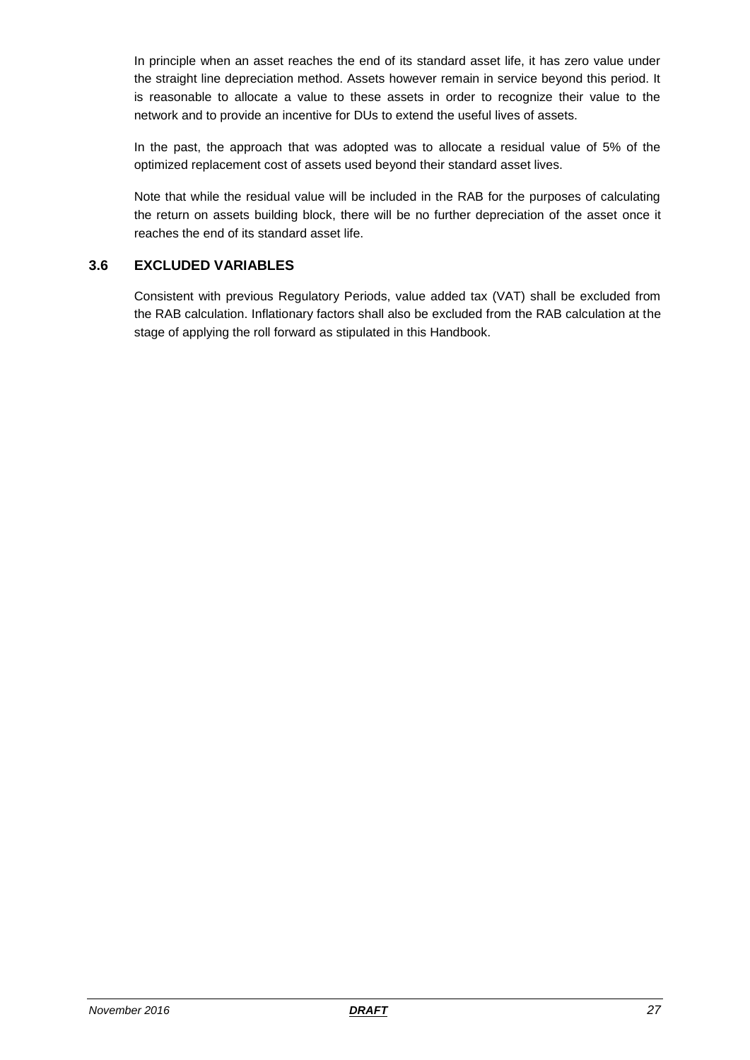In principle when an asset reaches the end of its standard asset life, it has zero value under the straight line depreciation method. Assets however remain in service beyond this period. It is reasonable to allocate a value to these assets in order to recognize their value to the network and to provide an incentive for DUs to extend the useful lives of assets.

In the past, the approach that was adopted was to allocate a residual value of 5% of the optimized replacement cost of assets used beyond their standard asset lives.

Note that while the residual value will be included in the RAB for the purposes of calculating the return on assets building block, there will be no further depreciation of the asset once it reaches the end of its standard asset life.

### 3.6 EXCLUDED VARIABLES

Consistent with previous Regulatory Periods, value added tax (VAT) shall be excluded from the RAB calculation. Inflationary factors shall also be excluded from the RAB calculation at the stage of applying the roll forward as stipulated in this Handbook.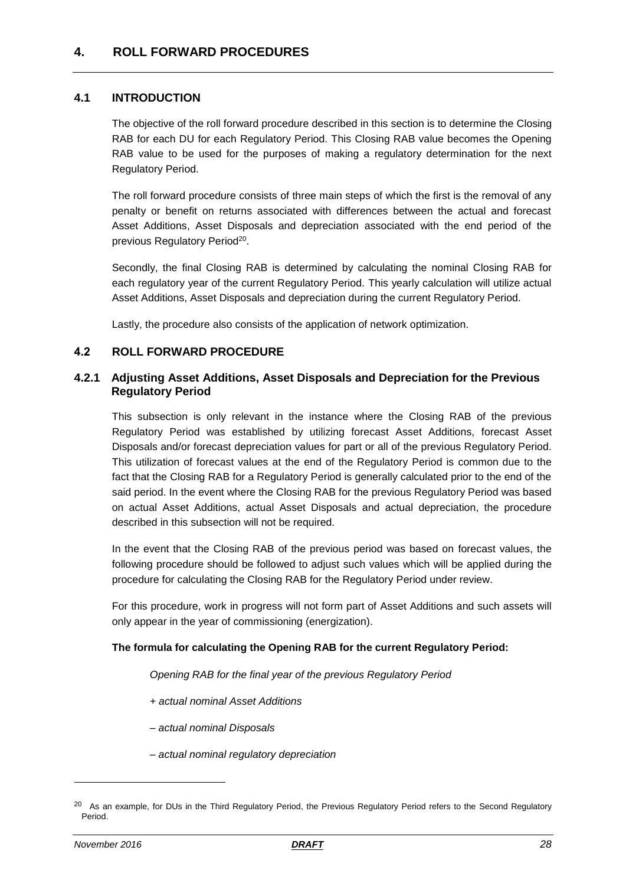# 4. ROLL FORWARD PROCEDURES

## 4.1 INTRODUCTION

The objective of the roll forward procedure described in this section is to determine the Closing RAB for each DU for each Regulatory Period. This Closing RAB value becomes the Opening RAB value to be used for the purposes of making a regulatory determination for the next Regulatory Period.

The roll forward procedure consists of three main steps of which the first is the removal of any penalty or benefit on returns associated with differences between the actual and forecast Asset Additions, Asset Disposals and depreciation associated with the end period of the previous Regulatory Period[20].

Secondly, the final Closing RAB is determined by calculating the nominal Closing RAB for each regulatory year of the current Regulatory Period. This yearly calculation will utilize actual Asset Additions, Asset Disposals and depreciation during the current Regulatory Period.

Lastly, the procedure also consists of the application of network optimization.

## 4.2 ROLL FORWARD PROCEDURE

### 4.2.1 Adjusting Asset Additions, Asset Disposals and Depreciation for the Previous Regulatory Period

This subsection is only relevant in the instance where the Closing RAB of the previous Regulatory Period was established by utilizing forecast Asset Additions, forecast Asset Disposals and/or forecast depreciation values for part or all of the previous Regulatory Period. This utilization of forecast values at the end of the Regulatory Period is common due to the fact that the Closing RAB for a Regulatory Period is generally calculated prior to the end of the said period. In the event where the Closing RAB for the previous Regulatory Period was based on actual Asset Additions, actual Asset Disposals and actual depreciation, the procedure described in this subsection will not be required.

In the event that the Closing RAB of the previous period was based on forecast values, the following procedure should be followed to adjust such values which will be applied during the procedure for calculating the Closing RAB for the Regulatory Period under review.

For this procedure, work in progress will not form part of Asset Additions and such assets will only appear in the year of commissioning (energization).

**The formula for calculating the Opening RAB for the current Regulatory Period:**

*Opening RAB for the final year of the previous Regulatory Period*

*+ actual nominal Asset Additions*

*– actual nominal Disposals*

*– actual nominal regulatory depreciation*

---

[20] As an example, for DUs in the Third Regulatory Period, the Previous Regulatory Period refers to the Second Regulatory Period.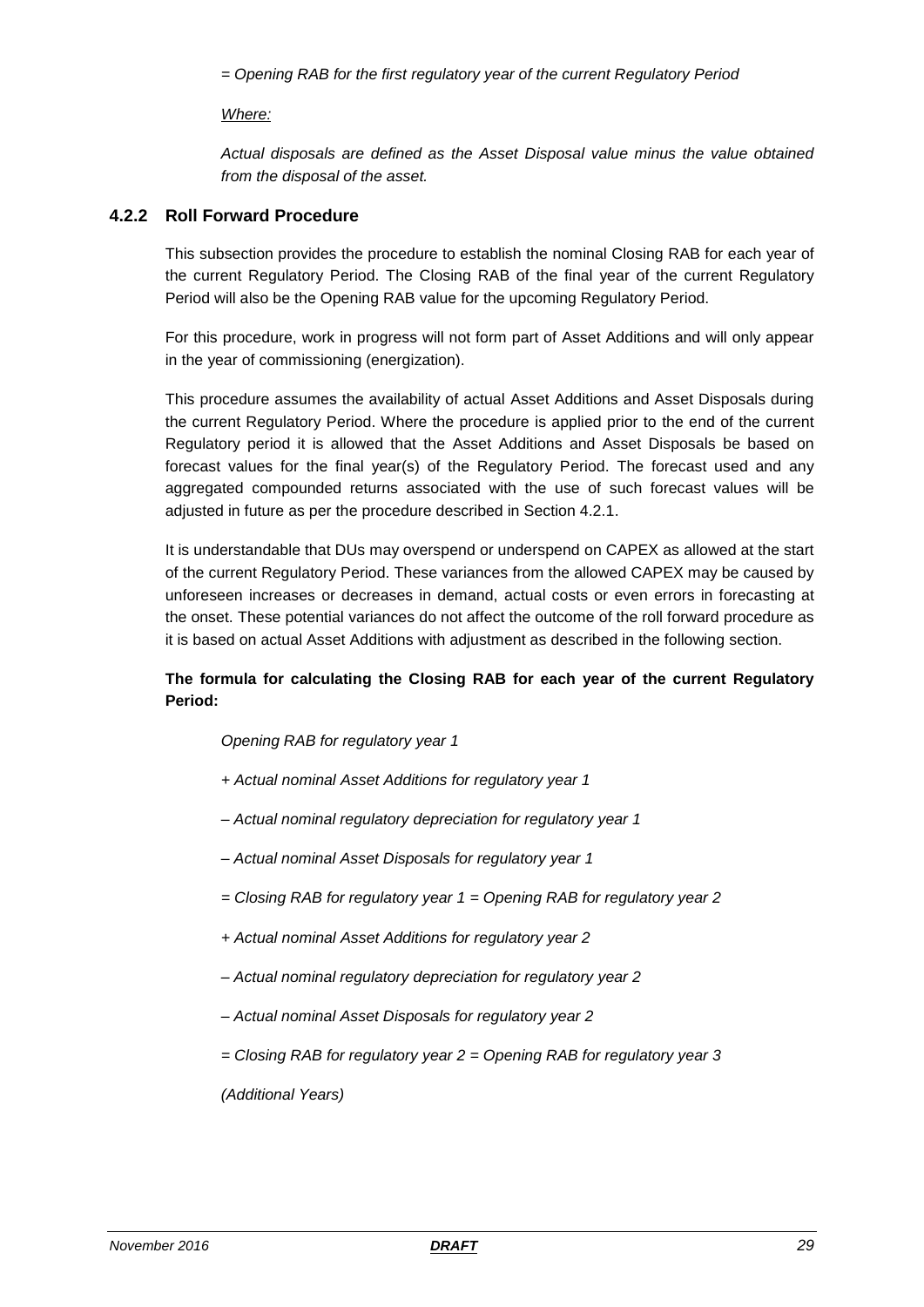*= Opening RAB for the first regulatory year of the current Regulatory Period*

*Where:*

*Actual disposals are defined as the Asset Disposal value minus the value obtained from the disposal of the asset.*

### 4.2.2 Roll Forward Procedure

This subsection provides the procedure to establish the nominal Closing RAB for each year of the current Regulatory Period. The Closing RAB of the final year of the current Regulatory Period will also be the Opening RAB value for the upcoming Regulatory Period.

For this procedure, work in progress will not form part of Asset Additions and will only appear in the year of commissioning (energization).

This procedure assumes the availability of actual Asset Additions and Asset Disposals during the current Regulatory Period. Where the procedure is applied prior to the end of the current Regulatory period it is allowed that the Asset Additions and Asset Disposals be based on forecast values for the final year(s) of the Regulatory Period. The forecast used and any aggregated compounded returns associated with the use of such forecast values will be adjusted in future as per the procedure described in Section 4.2.1.

It is understandable that DUs may overspend or underspend on CAPEX as allowed at the start of the current Regulatory Period. These variances from the allowed CAPEX may be caused by unforeseen increases or decreases in demand, actual costs or even errors in forecasting at the onset. These potential variances do not affect the outcome of the roll forward procedure as it is based on actual Asset Additions with adjustment as described in the following section.

**The formula for calculating the Closing RAB for each year of the current Regulatory Period:**

*Opening RAB for regulatory year 1*

*+ Actual nominal Asset Additions for regulatory year 1*

*– Actual nominal regulatory depreciation for regulatory year 1*

*– Actual nominal Asset Disposals for regulatory year 1*

*= Closing RAB for regulatory year 1 = Opening RAB for regulatory year 2*

*+ Actual nominal Asset Additions for regulatory year 2*

*– Actual nominal regulatory depreciation for regulatory year 2*

*– Actual nominal Asset Disposals for regulatory year 2*

*= Closing RAB for regulatory year 2 = Opening RAB for regulatory year 3*

*(Additional Years)*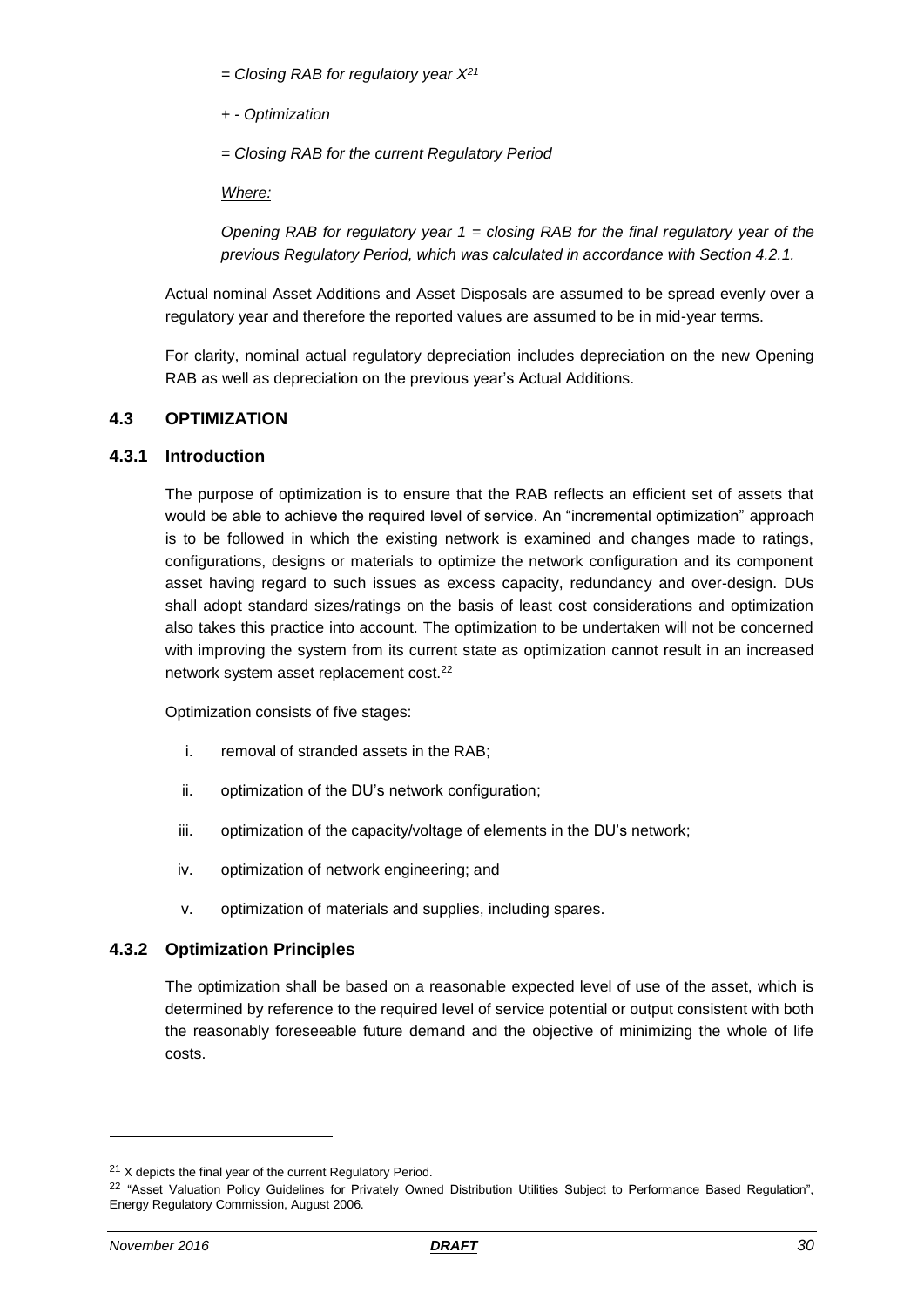*= Closing RAB for regulatory year X*[21]

*+ - Optimization*

*= Closing RAB for the current Regulatory Period*

*Where:*

*Opening RAB for regulatory year 1 = closing RAB for the final regulatory year of the previous Regulatory Period, which was calculated in accordance with Section 4.2.1.*

Actual nominal Asset Additions and Asset Disposals are assumed to be spread evenly over a regulatory year and therefore the reported values are assumed to be in mid-year terms.

For clarity, nominal actual regulatory depreciation includes depreciation on the new Opening RAB as well as depreciation on the previous year's Actual Additions.

## 4.3 OPTIMIZATION

### 4.3.1 Introduction

The purpose of optimization is to ensure that the RAB reflects an efficient set of assets that would be able to achieve the required level of service. An "incremental optimization" approach is to be followed in which the existing network is examined and changes made to ratings, configurations, designs or materials to optimize the network configuration and its component asset having regard to such issues as excess capacity, redundancy and over-design. DUs shall adopt standard sizes/ratings on the basis of least cost considerations and optimization also takes this practice into account. The optimization to be undertaken will not be concerned with improving the system from its current state as optimization cannot result in an increased network system asset replacement cost.[22]

Optimization consists of five stages:

i. removal of stranded assets in the RAB;

ii. optimization of the DU's network configuration;

iii. optimization of the capacity/voltage of elements in the DU's network;

iv. optimization of network engineering; and

v. optimization of materials and supplies, including spares.

### 4.3.2 Optimization Principles

The optimization shall be based on a reasonable expected level of use of the asset, which is determined by reference to the required level of service potential or output consistent with both the reasonably foreseeable future demand and the objective of minimizing the whole of life costs.

---

[21] X depicts the final year of the current Regulatory Period.

[22] "Asset Valuation Policy Guidelines for Privately Owned Distribution Utilities Subject to Performance Based Regulation", Energy Regulatory Commission, August 2006.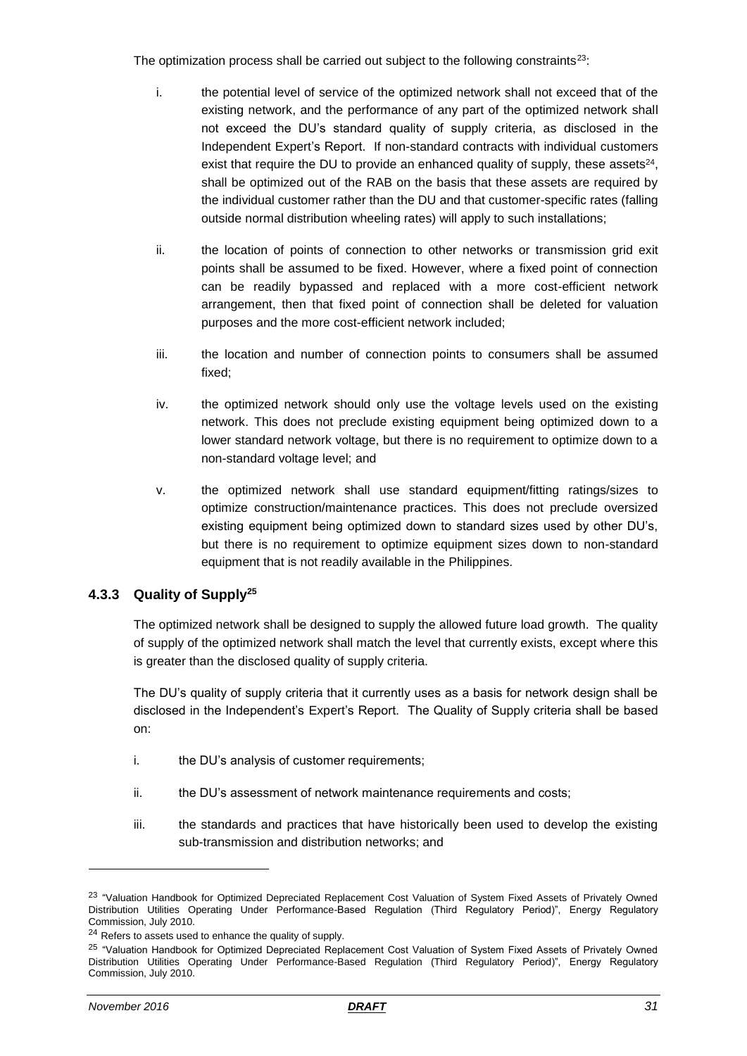The optimization process shall be carried out subject to the following constraints[23]:

i. the potential level of service of the optimized network shall not exceed that of the existing network, and the performance of any part of the optimized network shall not exceed the DU's standard quality of supply criteria, as disclosed in the Independent Expert's Report. If non-standard contracts with individual customers exist that require the DU to provide an enhanced quality of supply, these assets[24], shall be optimized out of the RAB on the basis that these assets are required by the individual customer rather than the DU and that customer-specific rates (falling outside normal distribution wheeling rates) will apply to such installations;

ii. the location of points of connection to other networks or transmission grid exit points shall be assumed to be fixed. However, where a fixed point of connection can be readily bypassed and replaced with a more cost-efficient network arrangement, then that fixed point of connection shall be deleted for valuation purposes and the more cost-efficient network included;

iii. the location and number of connection points to consumers shall be assumed fixed;

iv. the optimized network should only use the voltage levels used on the existing network. This does not preclude existing equipment being optimized down to a lower standard network voltage, but there is no requirement to optimize down to a non-standard voltage level; and

v. the optimized network shall use standard equipment/fitting ratings/sizes to optimize construction/maintenance practices. This does not preclude oversized existing equipment being optimized down to standard sizes used by other DU's, but there is no requirement to optimize equipment sizes down to non-standard equipment that is not readily available in the Philippines.

### 4.3.3 Quality of Supply[25]

The optimized network shall be designed to supply the allowed future load growth. The quality of supply of the optimized network shall match the level that currently exists, except where this is greater than the disclosed quality of supply criteria.

The DU's quality of supply criteria that it currently uses as a basis for network design shall be disclosed in the Independent's Expert's Report. The Quality of Supply criteria shall be based on:

i. the DU's analysis of customer requirements;

ii. the DU's assessment of network maintenance requirements and costs;

iii. the standards and practices that have historically been used to develop the existing sub-transmission and distribution networks; and

---

[23] "Valuation Handbook for Optimized Depreciated Replacement Cost Valuation of System Fixed Assets of Privately Owned Distribution Utilities Operating Under Performance-Based Regulation (Third Regulatory Period)", Energy Regulatory Commission, July 2010.

[24] Refers to assets used to enhance the quality of supply.

[25] "Valuation Handbook for Optimized Depreciated Replacement Cost Valuation of System Fixed Assets of Privately Owned Distribution Utilities Operating Under Performance-Based Regulation (Third Regulatory Period)", Energy Regulatory Commission, July 2010.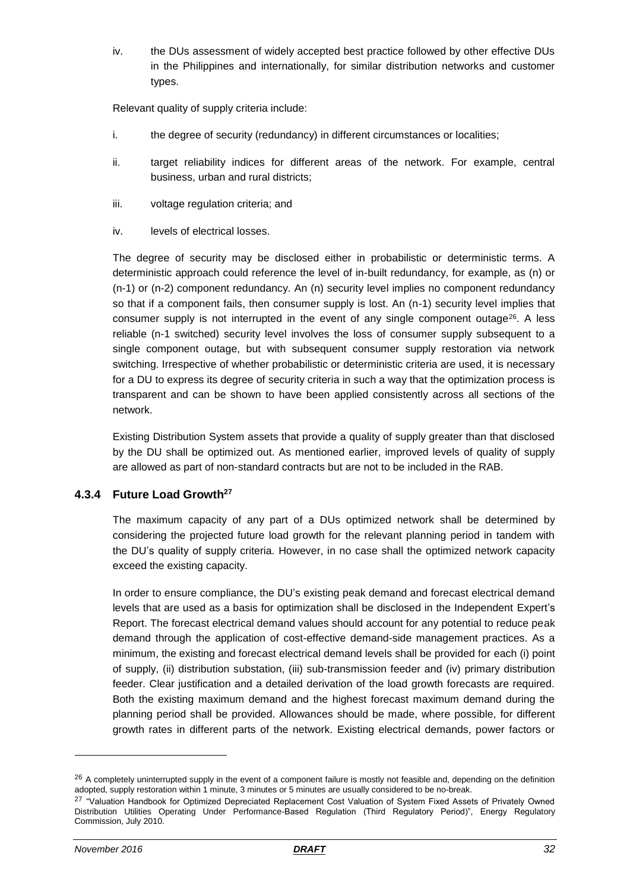iv. the DUs assessment of widely accepted best practice followed by other effective DUs in the Philippines and internationally, for similar distribution networks and customer types.

Relevant quality of supply criteria include:

i. the degree of security (redundancy) in different circumstances or localities;

ii. target reliability indices for different areas of the network. For example, central business, urban and rural districts;

iii. voltage regulation criteria; and

iv. levels of electrical losses.

The degree of security may be disclosed either in probabilistic or deterministic terms. A deterministic approach could reference the level of in-built redundancy, for example, as (n) or (n-1) or (n-2) component redundancy. An (n) security level implies no component redundancy so that if a component fails, then consumer supply is lost. An (n-1) security level implies that consumer supply is not interrupted in the event of any single component outage[26]. A less reliable (n-1 switched) security level involves the loss of consumer supply subsequent to a single component outage, but with subsequent consumer supply restoration via network switching. Irrespective of whether probabilistic or deterministic criteria are used, it is necessary for a DU to express its degree of security criteria in such a way that the optimization process is transparent and can be shown to have been applied consistently across all sections of the network.

Existing Distribution System assets that provide a quality of supply greater than that disclosed by the DU shall be optimized out. As mentioned earlier, improved levels of quality of supply are allowed as part of non-standard contracts but are not to be included in the RAB.

### 4.3.4 Future Load Growth[27]

The maximum capacity of any part of a DUs optimized network shall be determined by considering the projected future load growth for the relevant planning period in tandem with the DU's quality of supply criteria. However, in no case shall the optimized network capacity exceed the existing capacity.

In order to ensure compliance, the DU's existing peak demand and forecast electrical demand levels that are used as a basis for optimization shall be disclosed in the Independent Expert's Report. The forecast electrical demand values should account for any potential to reduce peak demand through the application of cost-effective demand-side management practices. As a minimum, the existing and forecast electrical demand levels shall be provided for each (i) point of supply, (ii) distribution substation, (iii) sub-transmission feeder and (iv) primary distribution feeder. Clear justification and a detailed derivation of the load growth forecasts are required. Both the existing maximum demand and the highest forecast maximum demand during the planning period shall be provided. Allowances should be made, where possible, for different growth rates in different parts of the network. Existing electrical demands, power factors or

---

[26] A completely uninterrupted supply in the event of a component failure is mostly not feasible and, depending on the definition adopted, supply restoration within 1 minute, 3 minutes or 5 minutes are usually considered to be no-break.

[27] "Valuation Handbook for Optimized Depreciated Replacement Cost Valuation of System Fixed Assets of Privately Owned Distribution Utilities Operating Under Performance-Based Regulation (Third Regulatory Period)", Energy Regulatory Commission, July 2010.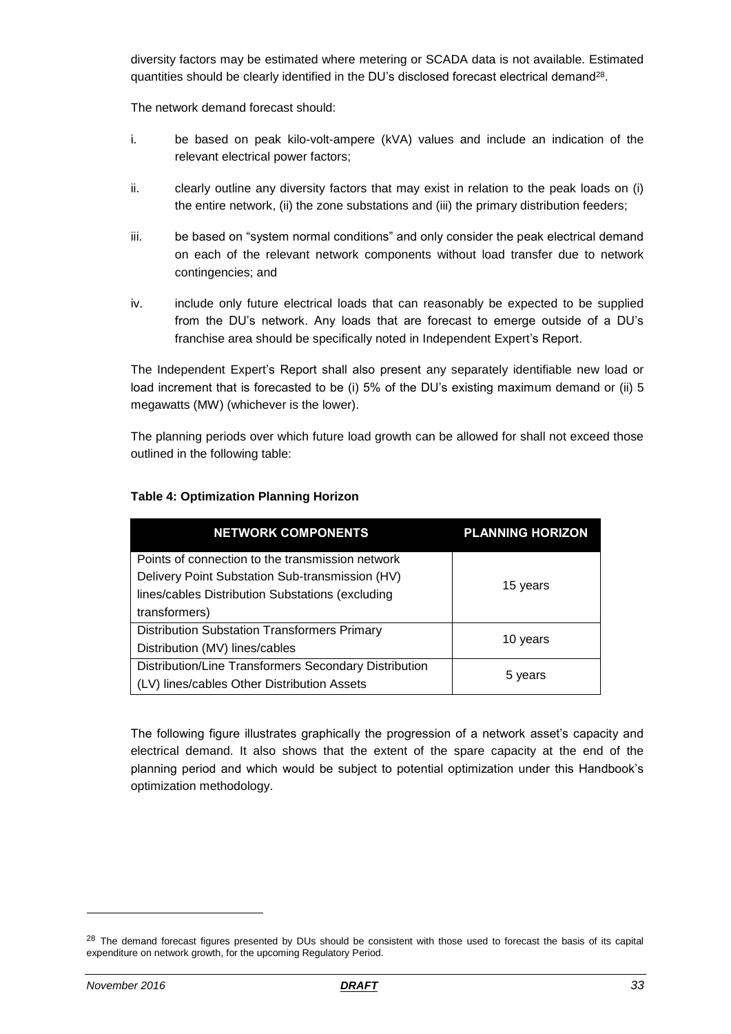diversity factors may be estimated where metering or SCADA data is not available. Estimated quantities should be clearly identified in the DU's disclosed forecast electrical demand[28].

The network demand forecast should:

i. be based on peak kilo-volt-ampere (kVA) values and include an indication of the relevant electrical power factors;

ii. clearly outline any diversity factors that may exist in relation to the peak loads on (i) the entire network, (ii) the zone substations and (iii) the primary distribution feeders;

iii. be based on "system normal conditions" and only consider the peak electrical demand on each of the relevant network components without load transfer due to network contingencies; and

iv. include only future electrical loads that can reasonably be expected to be supplied from the DU's network. Any loads that are forecast to emerge outside of a DU's franchise area should be specifically noted in Independent Expert's Report.

The Independent Expert's Report shall also present any separately identifiable new load or load increment that is forecasted to be (i) 5% of the DU's existing maximum demand or (ii) 5 megawatts (MW) (whichever is the lower).

The planning periods over which future load growth can be allowed for shall not exceed those outlined in the following table:

**Table 4: Optimization Planning Horizon**

| NETWORK COMPONENTS | PLANNING HORIZON |
|---|---|
| Points of connection to the transmission network Delivery Point Substation Sub-transmission (HV) lines/cables Distribution Substations (excluding transformers) | 15 years |
| Distribution Substation Transformers Primary Distribution (MV) lines/cables | 10 years |
| Distribution/Line Transformers Secondary Distribution (LV) lines/cables Other Distribution Assets | 5 years |

The following figure illustrates graphically the progression of a network asset's capacity and electrical demand. It also shows that the extent of the spare capacity at the end of the planning period and which would be subject to potential optimization under this Handbook's optimization methodology.

[28] The demand forecast figures presented by DUs should be consistent with those used to forecast the basis of its capital expenditure on network growth, for the upcoming Regulatory Period.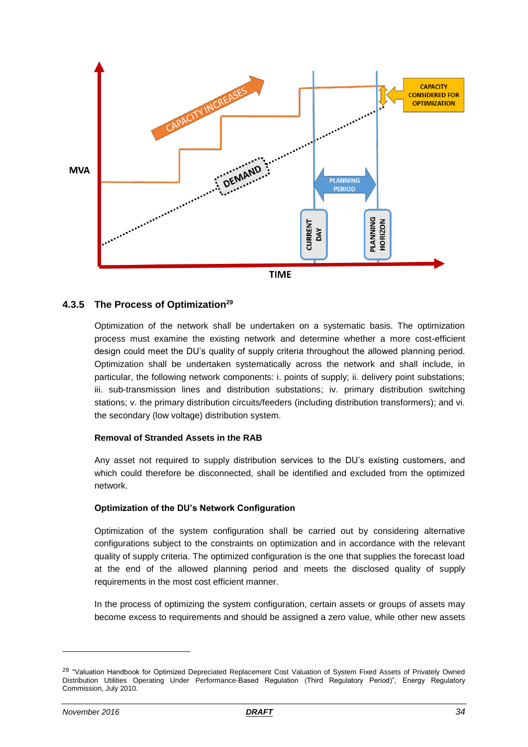### 4.3.5 The Process of Optimization[29]

Optimization of the network shall be undertaken on a systematic basis. The optimization process must examine the existing network and determine whether a more cost-efficient design could meet the DU's quality of supply criteria throughout the allowed planning period. Optimization shall be undertaken systematically across the network and shall include, in particular, the following network components: i. points of supply; ii. delivery point substations; iii. sub-transmission lines and distribution substations; iv. primary distribution switching stations; v. the primary distribution circuits/feeders (including distribution transformers); and vi. the secondary (low voltage) distribution system.

**Removal of Stranded Assets in the RAB**

Any asset not required to supply distribution services to the DU's existing customers, and which could therefore be disconnected, shall be identified and excluded from the optimized network.

**Optimization of the DU's Network Configuration**

Optimization of the system configuration shall be carried out by considering alternative configurations subject to the constraints on optimization and in accordance with the relevant quality of supply criteria. The optimized configuration is the one that supplies the forecast load at the end of the allowed planning period and meets the disclosed quality of supply requirements in the most cost efficient manner.

In the process of optimizing the system configuration, certain assets or groups of assets may become excess to requirements and should be assigned a zero value, while other new assets

---

[29] "Valuation Handbook for Optimized Depreciated Replacement Cost Valuation of System Fixed Assets of Privately Owned Distribution Utilities Operating Under Performance-Based Regulation (Third Regulatory Period)", Energy Regulatory Commission, July 2010.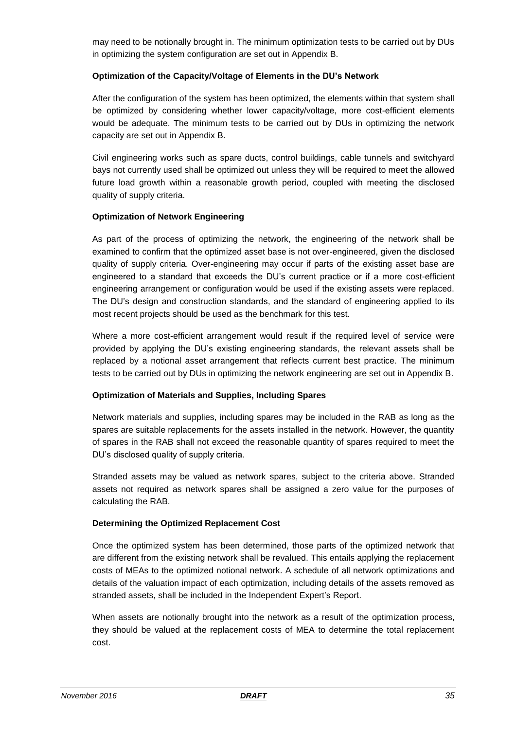may need to be notionally brought in. The minimum optimization tests to be carried out by DUs in optimizing the system configuration are set out in Appendix B.

**Optimization of the Capacity/Voltage of Elements in the DU's Network**

After the configuration of the system has been optimized, the elements within that system shall be optimized by considering whether lower capacity/voltage, more cost-efficient elements would be adequate. The minimum tests to be carried out by DUs in optimizing the network capacity are set out in Appendix B.

Civil engineering works such as spare ducts, control buildings, cable tunnels and switchyard bays not currently used shall be optimized out unless they will be required to meet the allowed future load growth within a reasonable growth period, coupled with meeting the disclosed quality of supply criteria.

**Optimization of Network Engineering**

As part of the process of optimizing the network, the engineering of the network shall be examined to confirm that the optimized asset base is not over-engineered, given the disclosed quality of supply criteria. Over-engineering may occur if parts of the existing asset base are engineered to a standard that exceeds the DU's current practice or if a more cost-efficient engineering arrangement or configuration would be used if the existing assets were replaced. The DU's design and construction standards, and the standard of engineering applied to its most recent projects should be used as the benchmark for this test.

Where a more cost-efficient arrangement would result if the required level of service were provided by applying the DU's existing engineering standards, the relevant assets shall be replaced by a notional asset arrangement that reflects current best practice. The minimum tests to be carried out by DUs in optimizing the network engineering are set out in Appendix B.

**Optimization of Materials and Supplies, Including Spares**

Network materials and supplies, including spares may be included in the RAB as long as the spares are suitable replacements for the assets installed in the network. However, the quantity of spares in the RAB shall not exceed the reasonable quantity of spares required to meet the DU's disclosed quality of supply criteria.

Stranded assets may be valued as network spares, subject to the criteria above. Stranded assets not required as network spares shall be assigned a zero value for the purposes of calculating the RAB.

**Determining the Optimized Replacement Cost**

Once the optimized system has been determined, those parts of the optimized network that are different from the existing network shall be revalued. This entails applying the replacement costs of MEAs to the optimized notional network. A schedule of all network optimizations and details of the valuation impact of each optimization, including details of the assets removed as stranded assets, shall be included in the Independent Expert's Report.

When assets are notionally brought into the network as a result of the optimization process, they should be valued at the replacement costs of MEA to determine the total replacement cost.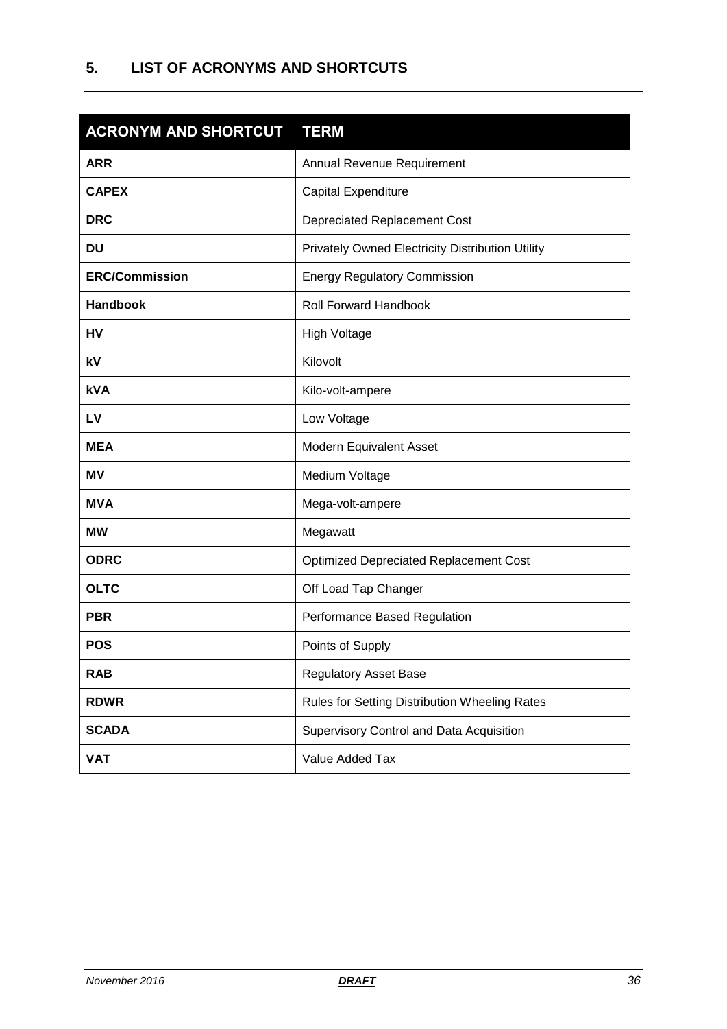## 5. LIST OF ACRONYMS AND SHORTCUTS

| ACRONYM AND SHORTCUT | TERM |
|---|---|
| **ARR** | Annual Revenue Requirement |
| **CAPEX** | Capital Expenditure |
| **DRC** | Depreciated Replacement Cost |
| **DU** | Privately Owned Electricity Distribution Utility |
| **ERC/Commission** | Energy Regulatory Commission |
| **Handbook** | Roll Forward Handbook |
| **HV** | High Voltage |
| **kV** | Kilovolt |
| **kVA** | Kilo-volt-ampere |
| **LV** | Low Voltage |
| **MEA** | Modern Equivalent Asset |
| **MV** | Medium Voltage |
| **MVA** | Mega-volt-ampere |
| **MW** | Megawatt |
| **ODRC** | Optimized Depreciated Replacement Cost |
| **OLTC** | Off Load Tap Changer |
| **PBR** | Performance Based Regulation |
| **POS** | Points of Supply |
| **RAB** | Regulatory Asset Base |
| **RDWR** | Rules for Setting Distribution Wheeling Rates |
| **SCADA** | Supervisory Control and Data Acquisition |
| **VAT** | Value Added Tax |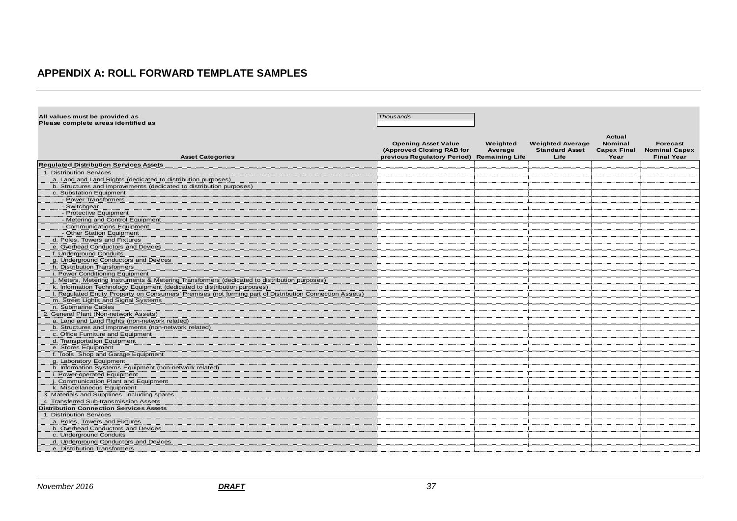## APPENDIX A: ROLL FORWARD TEMPLATE SAMPLES

All values must be provided as *Thousands*
Please complete areas identified as

| Asset Categories | Opening Asset Value (Approved Closing RAB for previous Regulatory Period) | Weighted Average Remaining Life | Weighted Average Standard Asset Life | Actual Nominal Capex Final Year | Forecast Nominal Capex Final Year |
|---|---|---|---|---|---|
| **Regulated Distribution Services Assets** | | | | | |
| 1. Distribution Services | | | | | |
| a. Land and Land Rights (dedicated to distribution purposes) | | | | | |
| b. Structures and Improvements (dedicated to distribution purposes) | | | | | |
| c. Substation Equipment | | | | | |
| - Power Transformers | | | | | |
| - Switchgear | | | | | |
| - Protective Equipment | | | | | |
| - Metering and Control Equipment | | | | | |
| - Communications Equipment | | | | | |
| - Other Station Equipment | | | | | |
| d. Poles, Towers and Fixtures | | | | | |
| e. Overhead Conductors and Devices | | | | | |
| f. Underground Conduits | | | | | |
| g. Underground Conductors and Devices | | | | | |
| h. Distribution Transformers | | | | | |
| i. Power Conditioning Equipment | | | | | |
| j. Meters, Metering Instruments & Metering Transformers (dedicated to distribution purposes) | | | | | |
| k. Information Technology Equipment (dedicated to distribution purposes) | | | | | |
| l. Regulated Entity Property on Consumers' Premises (not forming part of Distribution Connection Assets) | | | | | |
| m. Street Lights and Signal Systems | | | | | |
| n. Submarine Cables | | | | | |
| 2. General Plant (Non-network Assets) | | | | | |
| a. Land and Land Rights (non-network related) | | | | | |
| b. Structures and Improvements (non-network related) | | | | | |
| c. Office Furniture and Equipment | | | | | |
| d. Transportation Equipment | | | | | |
| e. Stores Equipment | | | | | |
| f. Tools, Shop and Garage Equipment | | | | | |
| g. Laboratory Equipment | | | | | |
| h. Information Systems Equipment (non-network related) | | | | | |
| i. Power-operated Equipment | | | | | |
| j. Communication Plant and Equipment | | | | | |
| k. Miscellaneous Equipment | | | | | |
| 3. Materials and Supplines, including spares | | | | | |
| 4. Transferred Sub-transmission Assets | | | | | |
| **Distribution Connection Services Assets** | | | | | |
| 1. Distribution Services | | | | | |
| a. Poles, Towers and Fixtures | | | | | |
| b. Overhead Conductors and Devices | | | | | |
| c. Underground Conduits | | | | | |
| d. Underground Conductors and Devices | | | | | |
| e. Distribution Transformers | | | | | |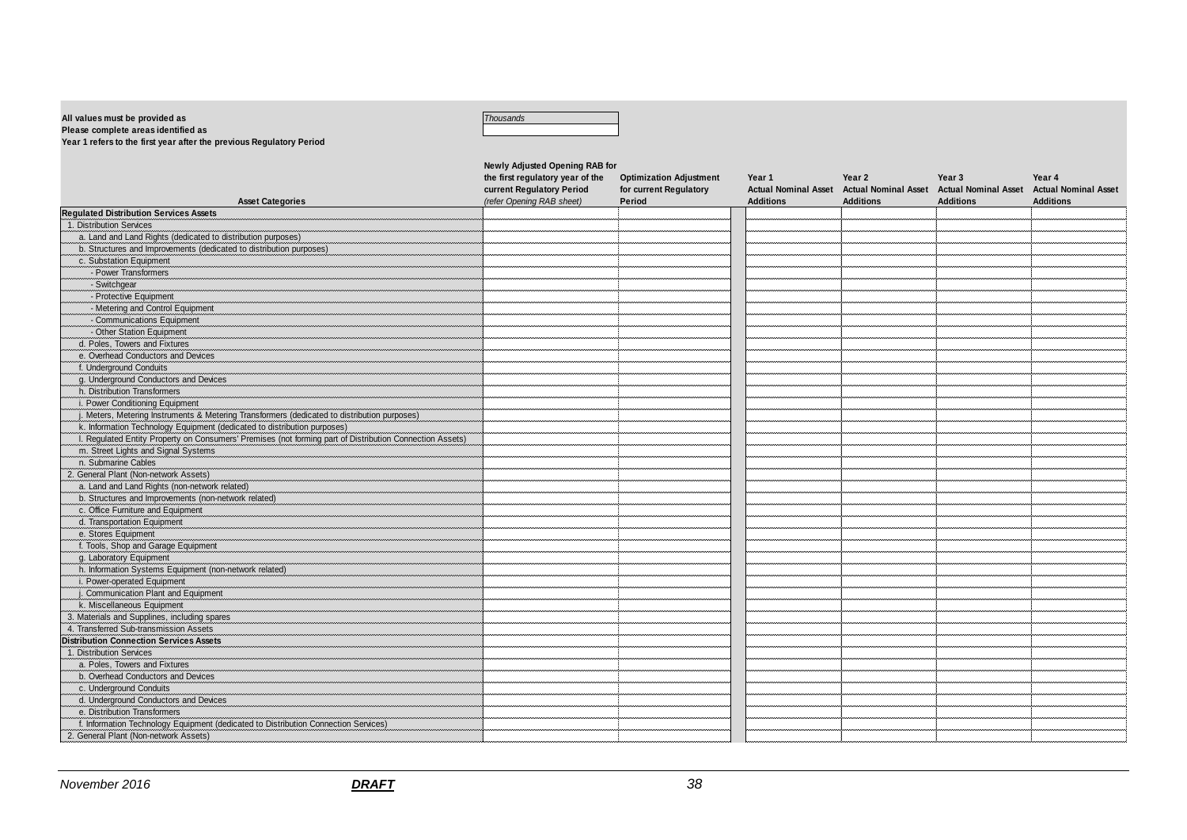All values must be provided as | *Thousands*

Please complete areas identified as

Year 1 refers to the first year after the previous Regulatory Period

| Asset Categories | Newly Adjusted Opening RAB for the first regulatory year of the current Regulatory Period *(refer Opening RAB sheet)* | Optimization Adjustment for current Regulatory Period | Year 1 Actual Nominal Asset Additions | Year 2 Actual Nominal Asset Additions | Year 3 Actual Nominal Asset Additions | Year 4 Actual Nominal Asset Additions |
|---|---|---|---|---|---|---|
| **Regulated Distribution Services Assets** | | | | | | |
| 1. Distribution Services | | | | | | |
| a. Land and Land Rights (dedicated to distribution purposes) | | | | | | |
| b. Structures and Improvements (dedicated to distribution purposes) | | | | | | |
| c. Substation Equipment | | | | | | |
| - Power Transformers | | | | | | |
| - Switchgear | | | | | | |
| - Protective Equipment | | | | | | |
| - Metering and Control Equipment | | | | | | |
| - Communications Equipment | | | | | | |
| - Other Station Equipment | | | | | | |
| d. Poles, Towers and Fixtures | | | | | | |
| e. Overhead Conductors and Devices | | | | | | |
| f. Underground Conduits | | | | | | |
| g. Underground Conductors and Devices | | | | | | |
| h. Distribution Transformers | | | | | | |
| i. Power Conditioning Equipment | | | | | | |
| j. Meters, Metering Instruments & Metering Transformers (dedicated to distribution purposes) | | | | | | |
| k. Information Technology Equipment (dedicated to distribution purposes) | | | | | | |
| l. Regulated Entity Property on Consumers' Premises (not forming part of Distribution Connection Assets) | | | | | | |
| m. Street Lights and Signal Systems | | | | | | |
| n. Submarine Cables | | | | | | |
| 2. General Plant (Non-network Assets) | | | | | | |
| a. Land and Land Rights (non-network related) | | | | | | |
| b. Structures and Improvements (non-network related) | | | | | | |
| c. Office Furniture and Equipment | | | | | | |
| d. Transportation Equipment | | | | | | |
| e. Stores Equipment | | | | | | |
| f. Tools, Shop and Garage Equipment | | | | | | |
| g. Laboratory Equipment | | | | | | |
| h. Information Systems Equipment (non-network related) | | | | | | |
| i. Power-operated Equipment | | | | | | |
| j. Communication Plant and Equipment | | | | | | |
| k. Miscellaneous Equipment | | | | | | |
| 3. Materials and Supplines, including spares | | | | | | |
| 4. Transferred Sub-transmission Assets | | | | | | |
| **Distribution Connection Services Assets** | | | | | | |
| 1. Distribution Services | | | | | | |
| a. Poles, Towers and Fixtures | | | | | | |
| b. Overhead Conductors and Devices | | | | | | |
| c. Underground Conduits | | | | | | |
| d. Underground Conductors and Devices | | | | | | |
| e. Distribution Transformers | | | | | | |
| f. Information Technology Equipment (dedicated to Distribution Connection Services) | | | | | | |
| 2. General Plant (Non-network Assets) | | | | | | |

November 2016 **DRAFT**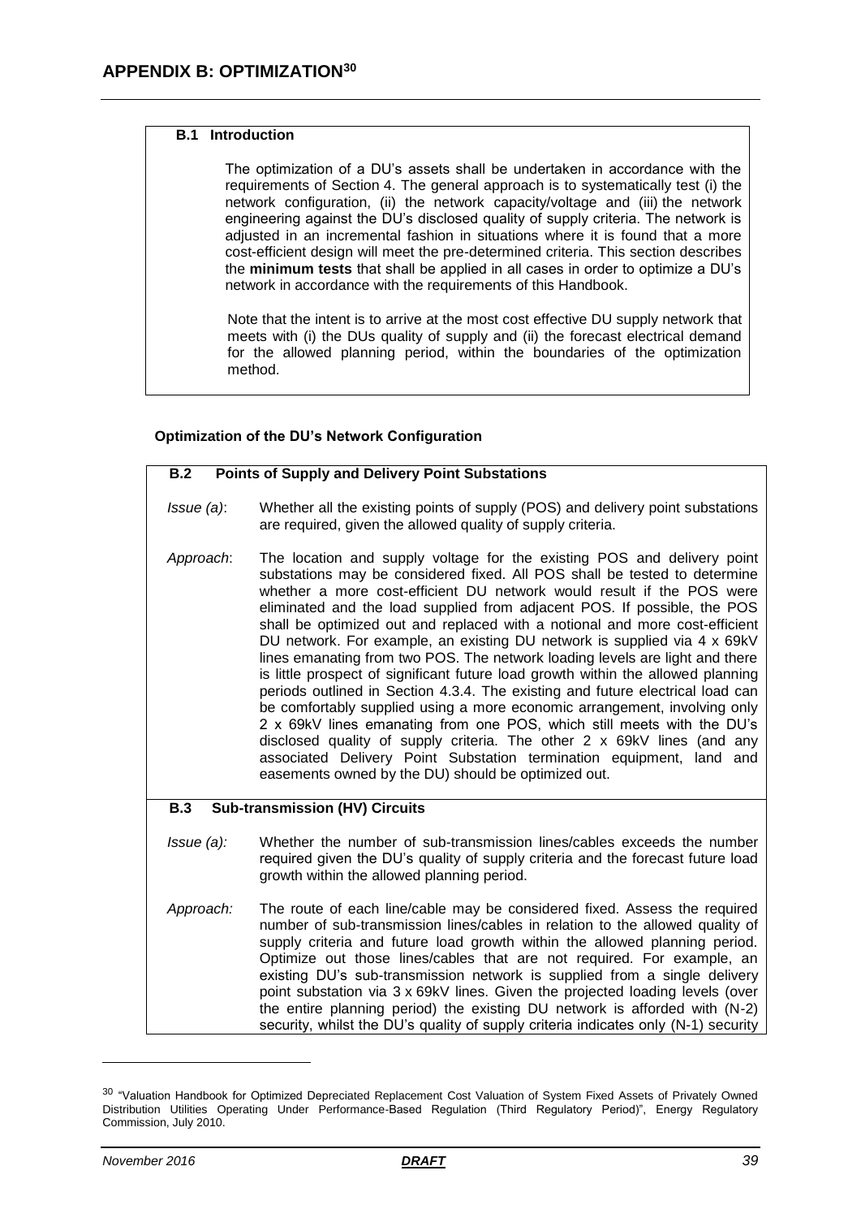# APPENDIX B: OPTIMIZATION[30]

### B.1 Introduction

The optimization of a DU's assets shall be undertaken in accordance with the requirements of Section 4. The general approach is to systematically test (i) the network configuration, (ii) the network capacity/voltage and (iii) the network engineering against the DU's disclosed quality of supply criteria. The network is adjusted in an incremental fashion in situations where it is found that a more cost-efficient design will meet the pre-determined criteria. This section describes the **minimum tests** that shall be applied in all cases in order to optimize a DU's network in accordance with the requirements of this Handbook.

Note that the intent is to arrive at the most cost effective DU supply network that meets with (i) the DUs quality of supply and (ii) the forecast electrical demand for the allowed planning period, within the boundaries of the optimization method.

## Optimization of the DU's Network Configuration

### B.2 Points of Supply and Delivery Point Substations

*Issue (a)*: Whether all the existing points of supply (POS) and delivery point substations are required, given the allowed quality of supply criteria.

*Approach*: The location and supply voltage for the existing POS and delivery point substations may be considered fixed. All POS shall be tested to determine whether a more cost-efficient DU network would result if the POS were eliminated and the load supplied from adjacent POS. If possible, the POS shall be optimized out and replaced with a notional and more cost-efficient DU network. For example, an existing DU network is supplied via 4 x 69kV lines emanating from two POS. The network loading levels are light and there is little prospect of significant future load growth within the allowed planning periods outlined in Section 4.3.4. The existing and future electrical load can be comfortably supplied using a more economic arrangement, involving only 2 x 69kV lines emanating from one POS, which still meets with the DU's disclosed quality of supply criteria. The other 2 x 69kV lines (and any associated Delivery Point Substation termination equipment, land and easements owned by the DU) should be optimized out.

### B.3 Sub-transmission (HV) Circuits

*Issue (a):* Whether the number of sub-transmission lines/cables exceeds the number required given the DU's quality of supply criteria and the forecast future load growth within the allowed planning period.

*Approach:* The route of each line/cable may be considered fixed. Assess the required number of sub-transmission lines/cables in relation to the allowed quality of supply criteria and future load growth within the allowed planning period. Optimize out those lines/cables that are not required. For example, an existing DU's sub-transmission network is supplied from a single delivery point substation via 3 x 69kV lines. Given the projected loading levels (over the entire planning period) the existing DU network is afforded with (N-2) security, whilst the DU's quality of supply criteria indicates only (N-1) security

---

[30] "Valuation Handbook for Optimized Depreciated Replacement Cost Valuation of System Fixed Assets of Privately Owned Distribution Utilities Operating Under Performance-Based Regulation (Third Regulatory Period)", Energy Regulatory Commission, July 2010.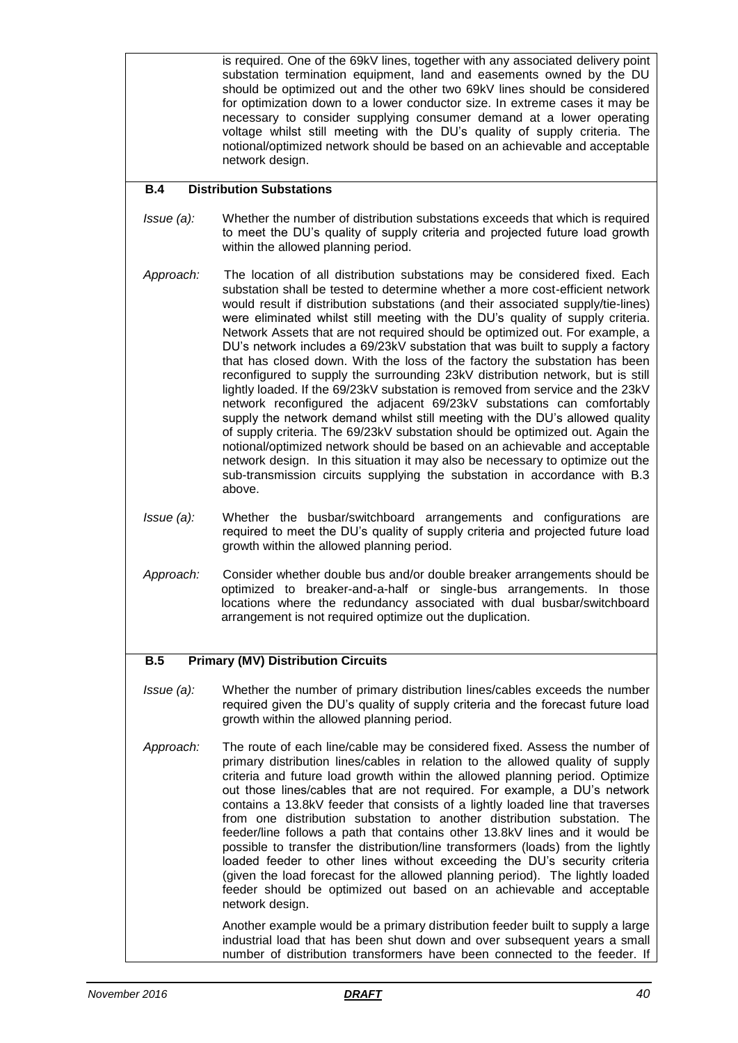is required. One of the 69kV lines, together with any associated delivery point substation termination equipment, land and easements owned by the DU should be optimized out and the other two 69kV lines should be considered for optimization down to a lower conductor size. In extreme cases it may be necessary to consider supplying consumer demand at a lower operating voltage whilst still meeting with the DU's quality of supply criteria. The notional/optimized network should be based on an achievable and acceptable network design.

### B.4 Distribution Substations

*Issue (a):* Whether the number of distribution substations exceeds that which is required to meet the DU's quality of supply criteria and projected future load growth within the allowed planning period.

*Approach:* The location of all distribution substations may be considered fixed. Each substation shall be tested to determine whether a more cost-efficient network would result if distribution substations (and their associated supply/tie-lines) were eliminated whilst still meeting with the DU's quality of supply criteria. Network Assets that are not required should be optimized out. For example, a DU's network includes a 69/23kV substation that was built to supply a factory that has closed down. With the loss of the factory the substation has been reconfigured to supply the surrounding 23kV distribution network, but is still lightly loaded. If the 69/23kV substation is removed from service and the 23kV network reconfigured the adjacent 69/23kV substations can comfortably supply the network demand whilst still meeting with the DU's allowed quality of supply criteria. The 69/23kV substation should be optimized out. Again the notional/optimized network should be based on an achievable and acceptable network design. In this situation it may also be necessary to optimize out the sub-transmission circuits supplying the substation in accordance with B.3 above.

*Issue (a):* Whether the busbar/switchboard arrangements and configurations are required to meet the DU's quality of supply criteria and projected future load growth within the allowed planning period.

*Approach:* Consider whether double bus and/or double breaker arrangements should be optimized to breaker-and-a-half or single-bus arrangements. In those locations where the redundancy associated with dual busbar/switchboard arrangement is not required optimize out the duplication.

### B.5 Primary (MV) Distribution Circuits

*Issue (a):* Whether the number of primary distribution lines/cables exceeds the number required given the DU's quality of supply criteria and the forecast future load growth within the allowed planning period.

*Approach:* The route of each line/cable may be considered fixed. Assess the number of primary distribution lines/cables in relation to the allowed quality of supply criteria and future load growth within the allowed planning period. Optimize out those lines/cables that are not required. For example, a DU's network contains a 13.8kV feeder that consists of a lightly loaded line that traverses from one distribution substation to another distribution substation. The feeder/line follows a path that contains other 13.8kV lines and it would be possible to transfer the distribution/line transformers (loads) from the lightly loaded feeder to other lines without exceeding the DU's security criteria (given the load forecast for the allowed planning period). The lightly loaded feeder should be optimized out based on an achievable and acceptable network design.

Another example would be a primary distribution feeder built to supply a large industrial load that has been shut down and over subsequent years a small number of distribution transformers have been connected to the feeder. If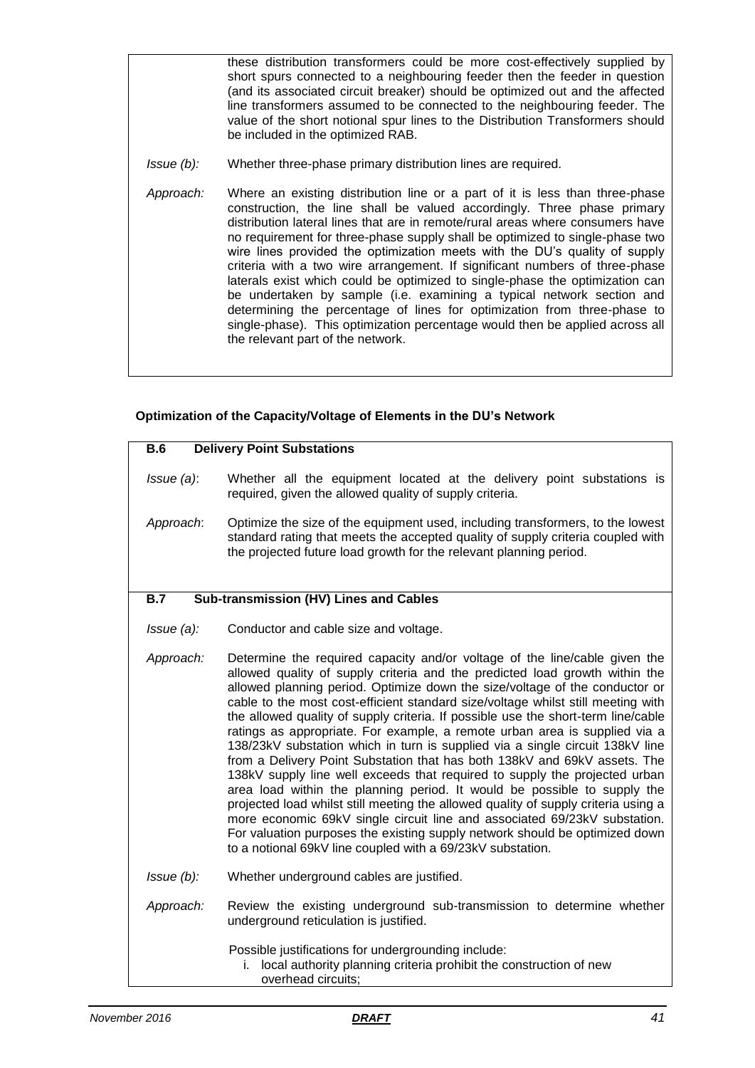these distribution transformers could be more cost-effectively supplied by short spurs connected to a neighbouring feeder then the feeder in question (and its associated circuit breaker) should be optimized out and the affected line transformers assumed to be connected to the neighbouring feeder. The value of the short notional spur lines to the Distribution Transformers should be included in the optimized RAB.

*Issue (b):* Whether three-phase primary distribution lines are required.

*Approach:* Where an existing distribution line or a part of it is less than three-phase construction, the line shall be valued accordingly. Three phase primary distribution lateral lines that are in remote/rural areas where consumers have no requirement for three-phase supply shall be optimized to single-phase two wire lines provided the optimization meets with the DU's quality of supply criteria with a two wire arrangement. If significant numbers of three-phase laterals exist which could be optimized to single-phase the optimization can be undertaken by sample (i.e. examining a typical network section and determining the percentage of lines for optimization from three-phase to single-phase). This optimization percentage would then be applied across all the relevant part of the network.

### Optimization of the Capacity/Voltage of Elements in the DU's Network

#### B.6 Delivery Point Substations

*Issue (a)*: Whether all the equipment located at the delivery point substations is required, given the allowed quality of supply criteria.

*Approach*: Optimize the size of the equipment used, including transformers, to the lowest standard rating that meets the accepted quality of supply criteria coupled with the projected future load growth for the relevant planning period.

#### B.7 Sub-transmission (HV) Lines and Cables

*Issue (a):* Conductor and cable size and voltage.

*Approach:* Determine the required capacity and/or voltage of the line/cable given the allowed quality of supply criteria and the predicted load growth within the allowed planning period. Optimize down the size/voltage of the conductor or cable to the most cost-efficient standard size/voltage whilst still meeting with the allowed quality of supply criteria. If possible use the short-term line/cable ratings as appropriate. For example, a remote urban area is supplied via a 138/23kV substation which in turn is supplied via a single circuit 138kV line from a Delivery Point Substation that has both 138kV and 69kV assets. The 138kV supply line well exceeds that required to supply the projected urban area load within the planning period. It would be possible to supply the projected load whilst still meeting the allowed quality of supply criteria using a more economic 69kV single circuit line and associated 69/23kV substation. For valuation purposes the existing supply network should be optimized down to a notional 69kV line coupled with a 69/23kV substation.

*Issue (b):* Whether underground cables are justified.

*Approach:* Review the existing underground sub-transmission to determine whether underground reticulation is justified.

Possible justifications for undergrounding include:

i. local authority planning criteria prohibit the construction of new overhead circuits;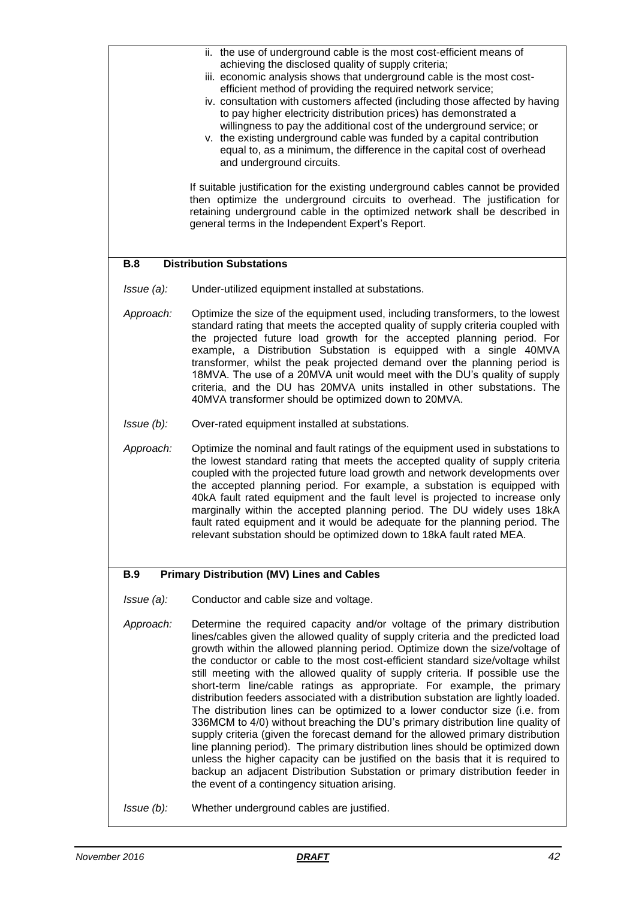ii. the use of underground cable is the most cost-efficient means of achieving the disclosed quality of supply criteria;

iii. economic analysis shows that underground cable is the most cost-efficient method of providing the required network service;

iv. consultation with customers affected (including those affected by having to pay higher electricity distribution prices) has demonstrated a willingness to pay the additional cost of the underground service; or

v. the existing underground cable was funded by a capital contribution equal to, as a minimum, the difference in the capital cost of overhead and underground circuits.

If suitable justification for the existing underground cables cannot be provided then optimize the underground circuits to overhead. The justification for retaining underground cable in the optimized network shall be described in general terms in the Independent Expert's Report.

## B.8 Distribution Substations

*Issue (a):* Under-utilized equipment installed at substations.

*Approach:* Optimize the size of the equipment used, including transformers, to the lowest standard rating that meets the accepted quality of supply criteria coupled with the projected future load growth for the accepted planning period. For example, a Distribution Substation is equipped with a single 40MVA transformer, whilst the peak projected demand over the planning period is 18MVA. The use of a 20MVA unit would meet with the DU's quality of supply criteria, and the DU has 20MVA units installed in other substations. The 40MVA transformer should be optimized down to 20MVA.

*Issue (b):* Over-rated equipment installed at substations.

*Approach:* Optimize the nominal and fault ratings of the equipment used in substations to the lowest standard rating that meets the accepted quality of supply criteria coupled with the projected future load growth and network developments over the accepted planning period. For example, a substation is equipped with 40kA fault rated equipment and the fault level is projected to increase only marginally within the accepted planning period. The DU widely uses 18kA fault rated equipment and it would be adequate for the planning period. The relevant substation should be optimized down to 18kA fault rated MEA.

## B.9 Primary Distribution (MV) Lines and Cables

*Issue (a):* Conductor and cable size and voltage.

*Approach:* Determine the required capacity and/or voltage of the primary distribution lines/cables given the allowed quality of supply criteria and the predicted load growth within the allowed planning period. Optimize down the size/voltage of the conductor or cable to the most cost-efficient standard size/voltage whilst still meeting with the allowed quality of supply criteria. If possible use the short-term line/cable ratings as appropriate. For example, the primary distribution feeders associated with a distribution substation are lightly loaded. The distribution lines can be optimized to a lower conductor size (i.e. from 336MCM to 4/0) without breaching the DU's primary distribution line quality of supply criteria (given the forecast demand for the allowed primary distribution line planning period). The primary distribution lines should be optimized down unless the higher capacity can be justified on the basis that it is required to backup an adjacent Distribution Substation or primary distribution feeder in the event of a contingency situation arising.

*Issue (b):* Whether underground cables are justified.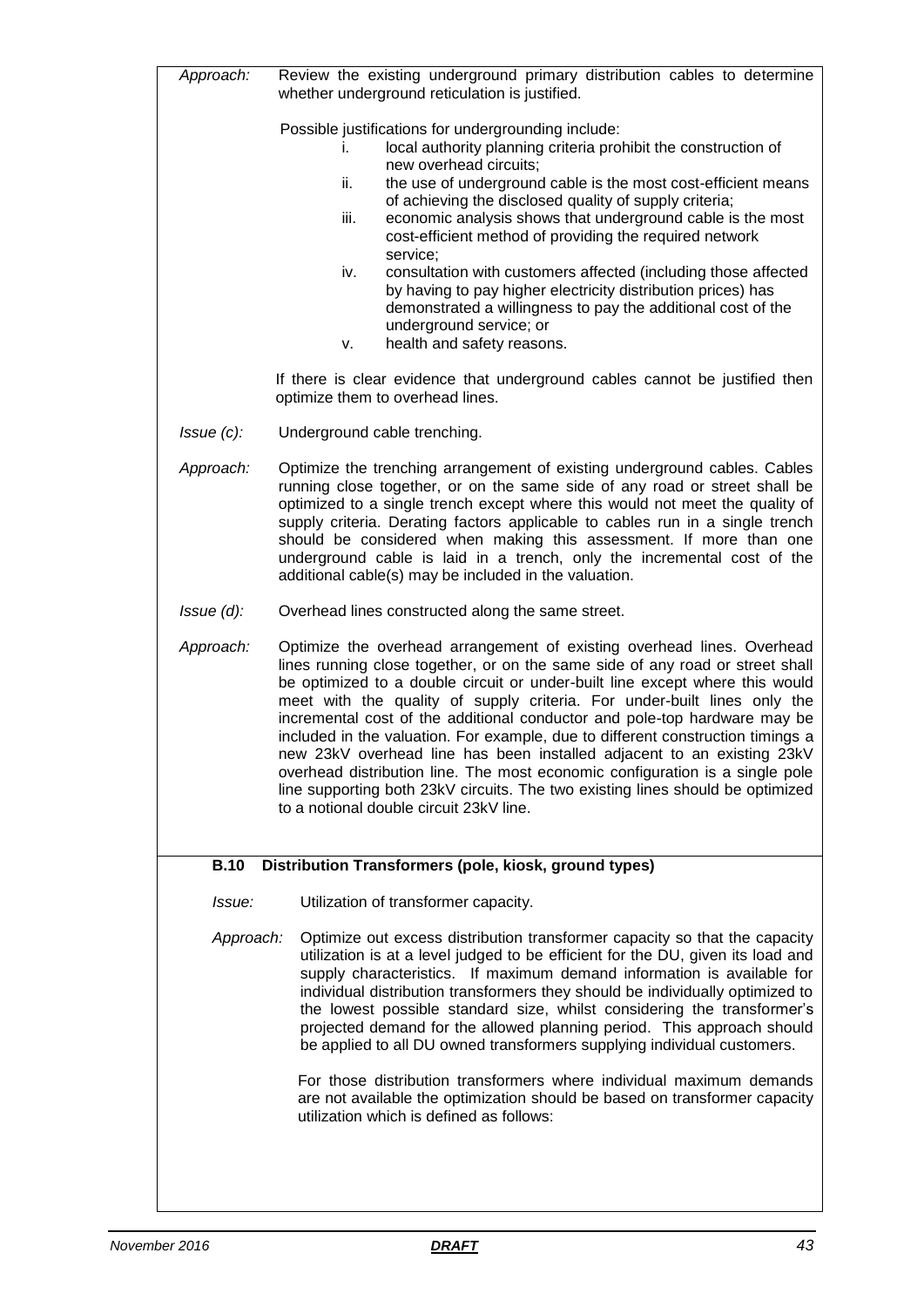*Approach:* Review the existing underground primary distribution cables to determine whether underground reticulation is justified.

Possible justifications for undergrounding include:

i. local authority planning criteria prohibit the construction of new overhead circuits;
ii. the use of underground cable is the most cost-efficient means of achieving the disclosed quality of supply criteria;
iii. economic analysis shows that underground cable is the most cost-efficient method of providing the required network service;
iv. consultation with customers affected (including those affected by having to pay higher electricity distribution prices) has demonstrated a willingness to pay the additional cost of the underground service; or
v. health and safety reasons.

If there is clear evidence that underground cables cannot be justified then optimize them to overhead lines.

*Issue (c):* Underground cable trenching.

*Approach:* Optimize the trenching arrangement of existing underground cables. Cables running close together, or on the same side of any road or street shall be optimized to a single trench except where this would not meet the quality of supply criteria. Derating factors applicable to cables run in a single trench should be considered when making this assessment. If more than one underground cable is laid in a trench, only the incremental cost of the additional cable(s) may be included in the valuation.

*Issue (d):* Overhead lines constructed along the same street.

*Approach:* Optimize the overhead arrangement of existing overhead lines. Overhead lines running close together, or on the same side of any road or street shall be optimized to a double circuit or under-built line except where this would meet with the quality of supply criteria. For under-built lines only the incremental cost of the additional conductor and pole-top hardware may be included in the valuation. For example, due to different construction timings a new 23kV overhead line has been installed adjacent to an existing 23kV overhead distribution line. The most economic configuration is a single pole line supporting both 23kV circuits. The two existing lines should be optimized to a notional double circuit 23kV line.

### B.10 Distribution Transformers (pole, kiosk, ground types)

*Issue:* Utilization of transformer capacity.

*Approach:* Optimize out excess distribution transformer capacity so that the capacity utilization is at a level judged to be efficient for the DU, given its load and supply characteristics. If maximum demand information is available for individual distribution transformers they should be individually optimized to the lowest possible standard size, whilst considering the transformer's projected demand for the allowed planning period. This approach should be applied to all DU owned transformers supplying individual customers.

For those distribution transformers where individual maximum demands are not available the optimization should be based on transformer capacity utilization which is defined as follows: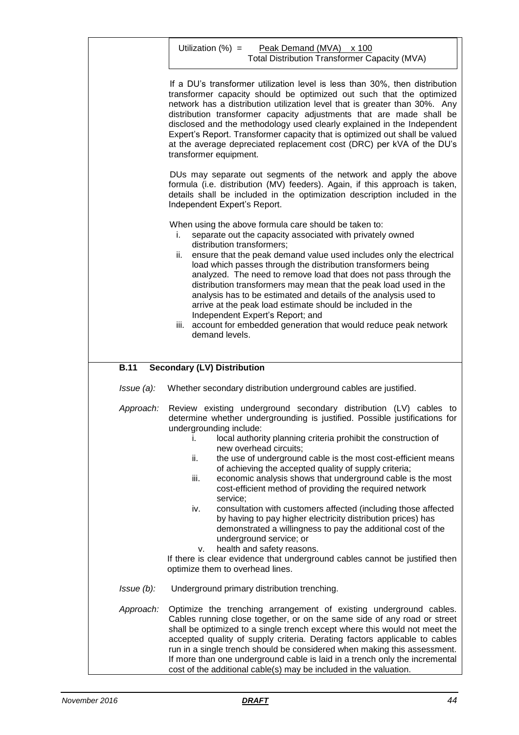$$\text{Utilization (\%)} = \frac{\text{Peak Demand (MVA)}}{\text{Total Distribution Transformer Capacity (MVA)}} \times 100$$

If a DU's transformer utilization level is less than 30%, then distribution transformer capacity should be optimized out such that the optimized network has a distribution utilization level that is greater than 30%. Any distribution transformer capacity adjustments that are made shall be disclosed and the methodology used clearly explained in the Independent Expert's Report. Transformer capacity that is optimized out shall be valued at the average depreciated replacement cost (DRC) per kVA of the DU's transformer equipment.

DUs may separate out segments of the network and apply the above formula (i.e. distribution (MV) feeders). Again, if this approach is taken, details shall be included in the optimization description included in the Independent Expert's Report.

When using the above formula care should be taken to:

i. separate out the capacity associated with privately owned distribution transformers;
ii. ensure that the peak demand value used includes only the electrical load which passes through the distribution transformers being analyzed. The need to remove load that does not pass through the distribution transformers may mean that the peak load used in the analysis has to be estimated and details of the analysis used to arrive at the peak load estimate should be included in the Independent Expert's Report; and
iii. account for embedded generation that would reduce peak network demand levels.

## B.11 Secondary (LV) Distribution

*Issue (a):* Whether secondary distribution underground cables are justified.

*Approach:* Review existing underground secondary distribution (LV) cables to determine whether undergrounding is justified. Possible justifications for undergrounding include:

i. local authority planning criteria prohibit the construction of new overhead circuits;
ii. the use of underground cable is the most cost-efficient means of achieving the accepted quality of supply criteria;
iii. economic analysis shows that underground cable is the most cost-efficient method of providing the required network service;
iv. consultation with customers affected (including those affected by having to pay higher electricity distribution prices) has demonstrated a willingness to pay the additional cost of the underground service; or
v. health and safety reasons.

If there is clear evidence that underground cables cannot be justified then optimize them to overhead lines.

*Issue (b):* Underground primary distribution trenching.

*Approach:* Optimize the trenching arrangement of existing underground cables. Cables running close together, or on the same side of any road or street shall be optimized to a single trench except where this would not meet the accepted quality of supply criteria. Derating factors applicable to cables run in a single trench should be considered when making this assessment. If more than one underground cable is laid in a trench only the incremental cost of the additional cable(s) may be included in the valuation.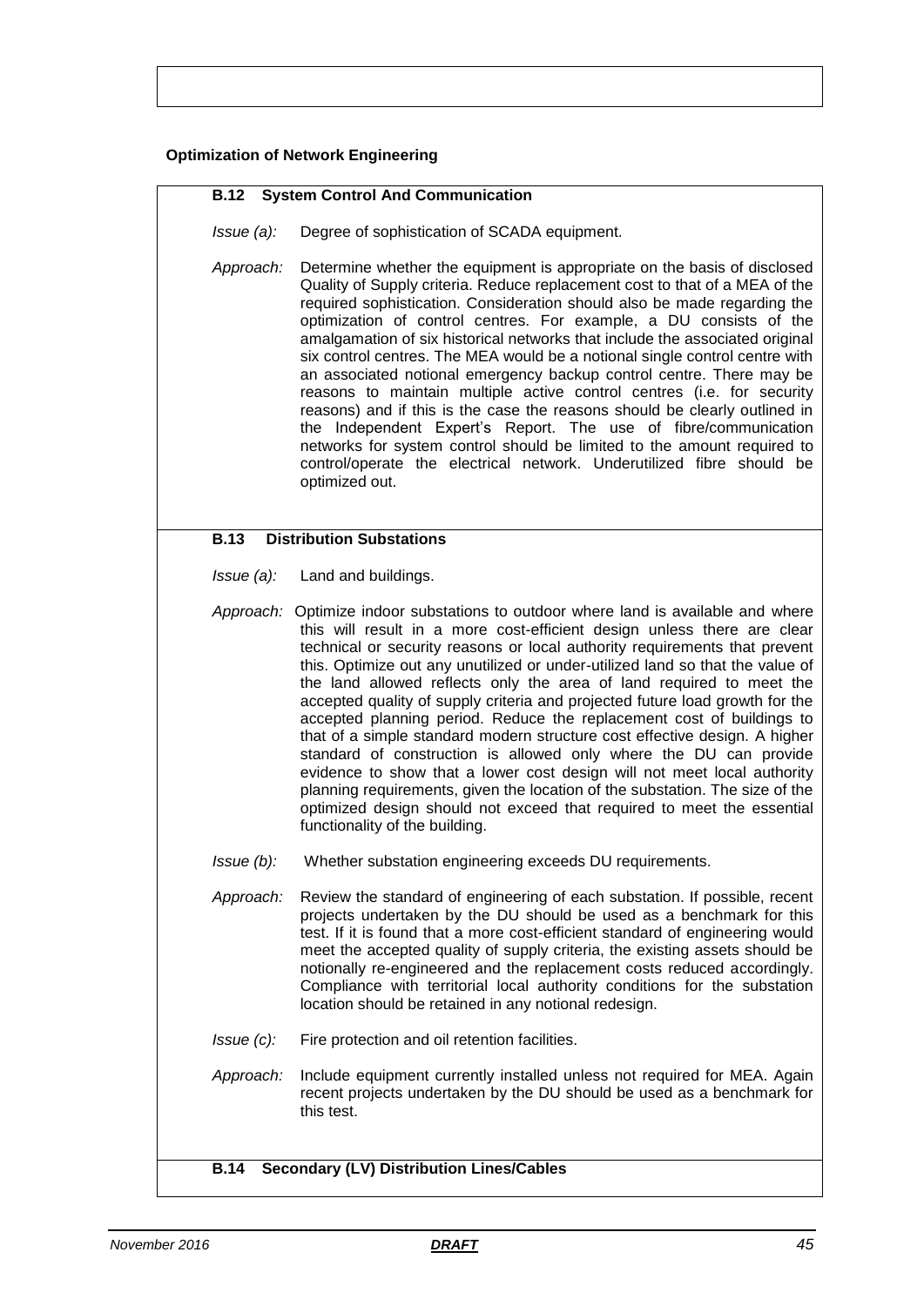**Optimization of Network Engineering**

### B.12 System Control And Communication

*Issue (a):* Degree of sophistication of SCADA equipment.

*Approach:* Determine whether the equipment is appropriate on the basis of disclosed Quality of Supply criteria. Reduce replacement cost to that of a MEA of the required sophistication. Consideration should also be made regarding the optimization of control centres. For example, a DU consists of the amalgamation of six historical networks that include the associated original six control centres. The MEA would be a notional single control centre with an associated notional emergency backup control centre. There may be reasons to maintain multiple active control centres (i.e. for security reasons) and if this is the case the reasons should be clearly outlined in the Independent Expert's Report. The use of fibre/communication networks for system control should be limited to the amount required to control/operate the electrical network. Underutilized fibre should be optimized out.

### B.13 Distribution Substations

*Issue (a):* Land and buildings.

*Approach:* Optimize indoor substations to outdoor where land is available and where this will result in a more cost-efficient design unless there are clear technical or security reasons or local authority requirements that prevent this. Optimize out any unutilized or under-utilized land so that the value of the land allowed reflects only the area of land required to meet the accepted quality of supply criteria and projected future load growth for the accepted planning period. Reduce the replacement cost of buildings to that of a simple standard modern structure cost effective design. A higher standard of construction is allowed only where the DU can provide evidence to show that a lower cost design will not meet local authority planning requirements, given the location of the substation. The size of the optimized design should not exceed that required to meet the essential functionality of the building.

*Issue (b):* Whether substation engineering exceeds DU requirements.

*Approach:* Review the standard of engineering of each substation. If possible, recent projects undertaken by the DU should be used as a benchmark for this test. If it is found that a more cost-efficient standard of engineering would meet the accepted quality of supply criteria, the existing assets should be notionally re-engineered and the replacement costs reduced accordingly. Compliance with territorial local authority conditions for the substation location should be retained in any notional redesign.

*Issue (c):* Fire protection and oil retention facilities.

*Approach:* Include equipment currently installed unless not required for MEA. Again recent projects undertaken by the DU should be used as a benchmark for this test.

### B.14 Secondary (LV) Distribution Lines/Cables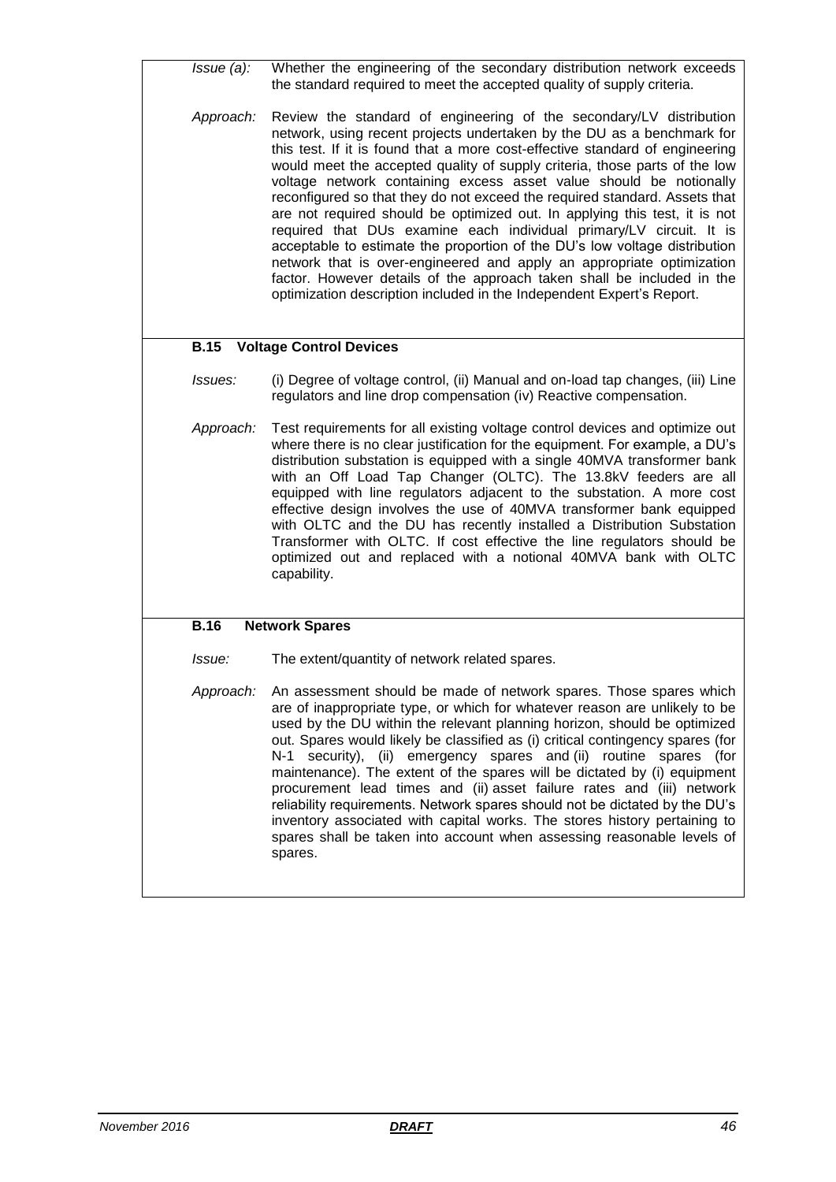*Issue (a):* Whether the engineering of the secondary distribution network exceeds the standard required to meet the accepted quality of supply criteria.

*Approach:* Review the standard of engineering of the secondary/LV distribution network, using recent projects undertaken by the DU as a benchmark for this test. If it is found that a more cost-effective standard of engineering would meet the accepted quality of supply criteria, those parts of the low voltage network containing excess asset value should be notionally reconfigured so that they do not exceed the required standard. Assets that are not required should be optimized out. In applying this test, it is not required that DUs examine each individual primary/LV circuit. It is acceptable to estimate the proportion of the DU's low voltage distribution network that is over-engineered and apply an appropriate optimization factor. However details of the approach taken shall be included in the optimization description included in the Independent Expert's Report.

### B.15 Voltage Control Devices

*Issues:* (i) Degree of voltage control, (ii) Manual and on-load tap changes, (iii) Line regulators and line drop compensation (iv) Reactive compensation.

*Approach:* Test requirements for all existing voltage control devices and optimize out where there is no clear justification for the equipment. For example, a DU's distribution substation is equipped with a single 40MVA transformer bank with an Off Load Tap Changer (OLTC). The 13.8kV feeders are all equipped with line regulators adjacent to the substation. A more cost effective design involves the use of 40MVA transformer bank equipped with OLTC and the DU has recently installed a Distribution Substation Transformer with OLTC. If cost effective the line regulators should be optimized out and replaced with a notional 40MVA bank with OLTC capability.

### B.16 Network Spares

*Issue:* The extent/quantity of network related spares.

*Approach:* An assessment should be made of network spares. Those spares which are of inappropriate type, or which for whatever reason are unlikely to be used by the DU within the relevant planning horizon, should be optimized out. Spares would likely be classified as (i) critical contingency spares (for N-1 security), (ii) emergency spares and (ii) routine spares (for maintenance). The extent of the spares will be dictated by (i) equipment procurement lead times and (ii) asset failure rates and (iii) network reliability requirements. Network spares should not be dictated by the DU's inventory associated with capital works. The stores history pertaining to spares shall be taken into account when assessing reasonable levels of spares.